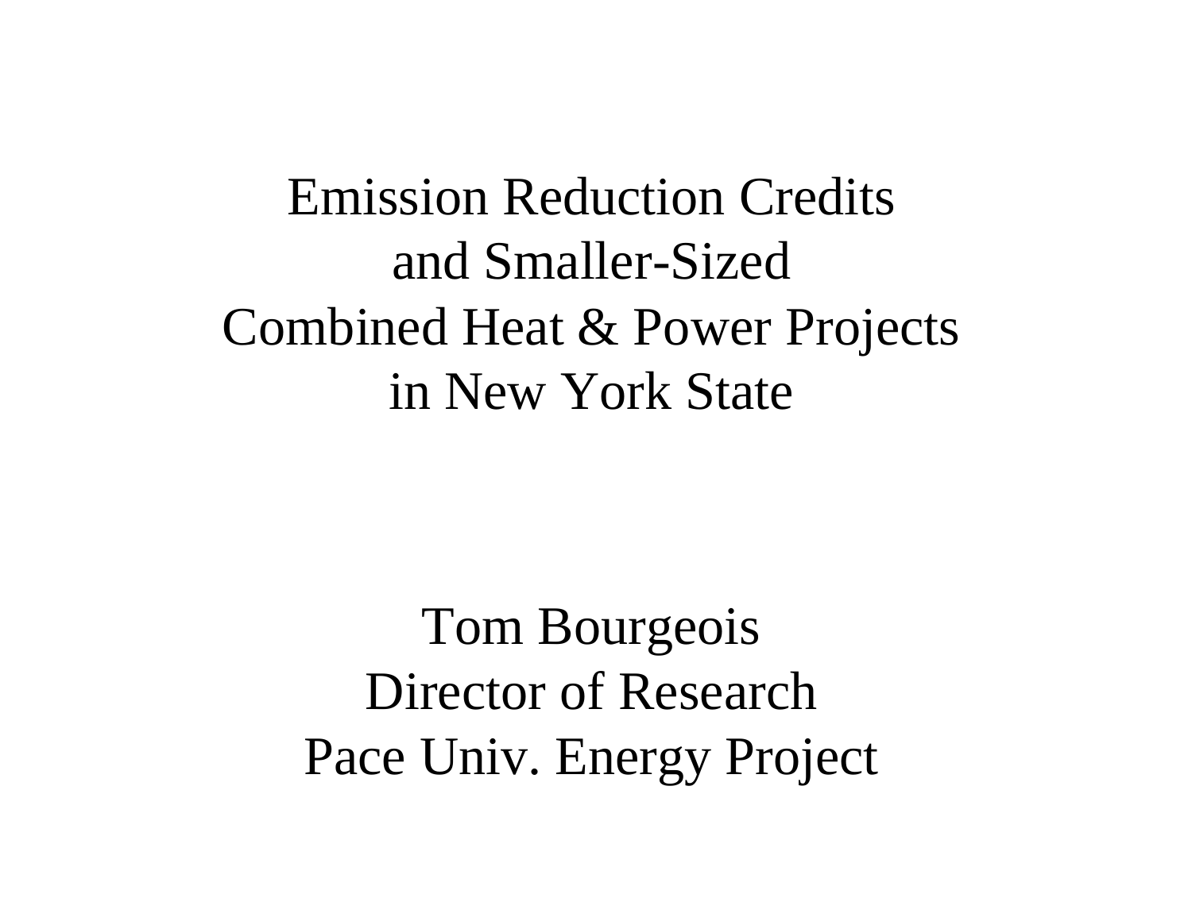# Emission Reduction Credits and Smaller-Sized Combined Heat & Power Projects in New York State

Tom Bourgeois
Director of Research
Pace Univ. Energy Project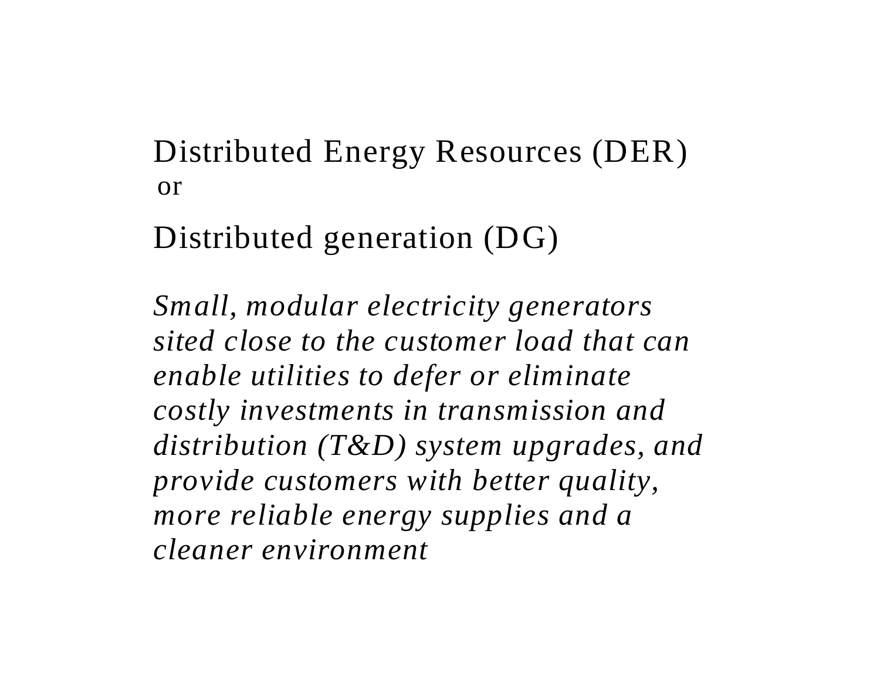## Distributed Energy Resources (DER)

or

## Distributed generation (DG)

*Small, modular electricity generators sited close to the customer load that can enable utilities to defer or eliminate costly investments in transmission and distribution (T&D) system upgrades, and provide customers with better quality, more reliable energy supplies and a cleaner environment*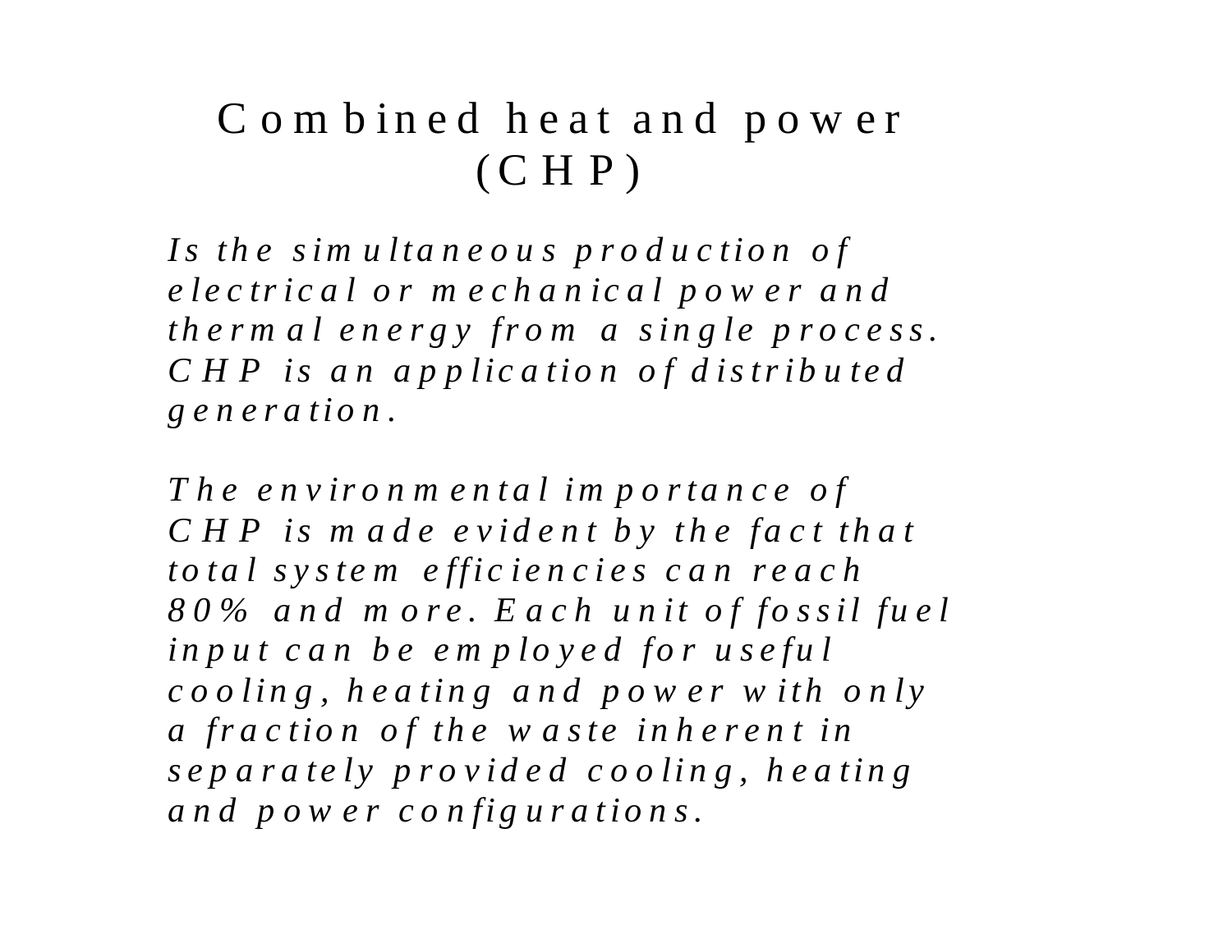# Combined heat and power (CHP)

*Is the simultaneous production of electrical or mechanical power and thermal energy from a single process. CHP is an application of distributed generation.*

*The environmental importance of CHP is made evident by the fact that total system efficiencies can reach 80% and more. Each unit of fossil fuel input can be employed for useful cooling, heating and power with only a fraction of the waste inherent in separately provided cooling, heating and power configurations.*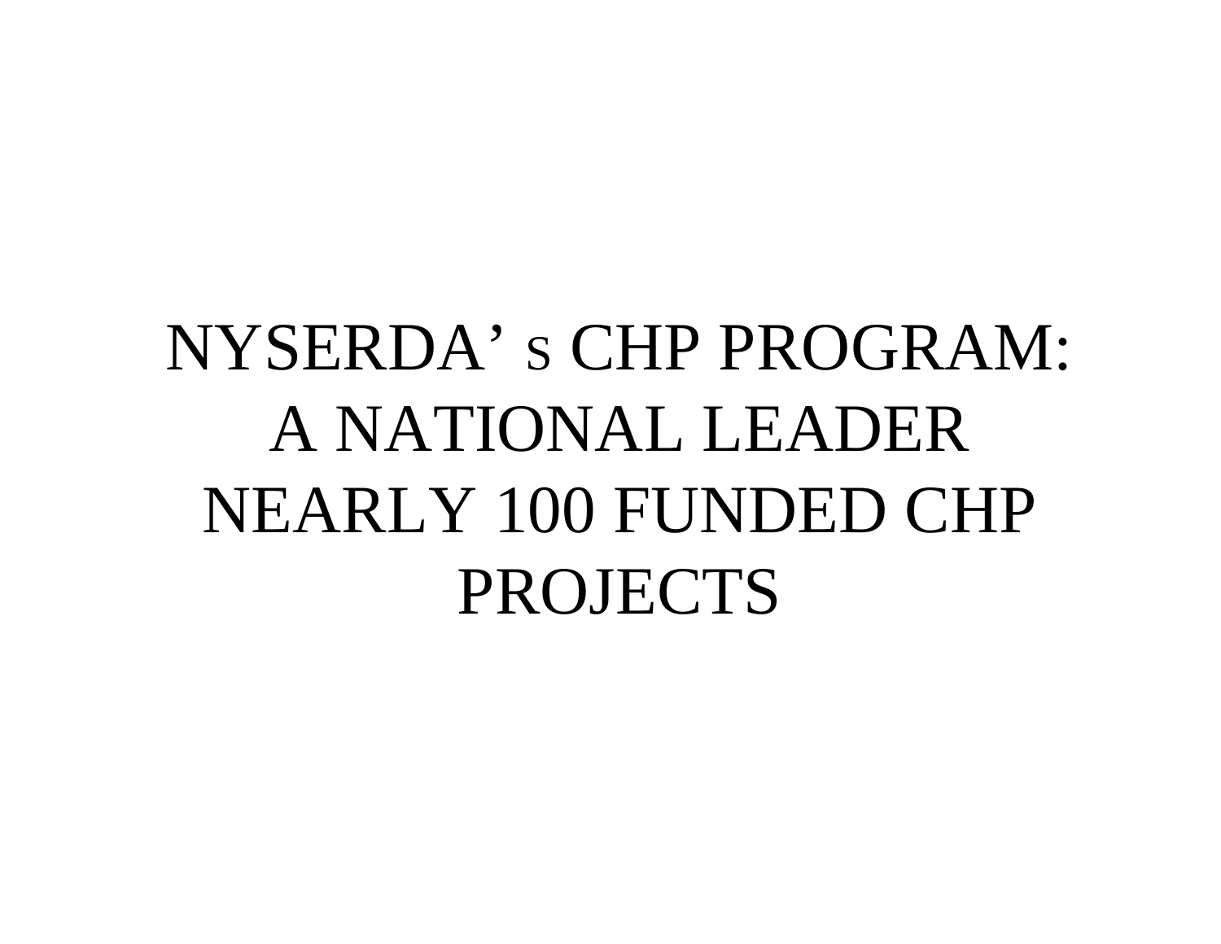# NYSERDA’ s CHP PROGRAM: A NATIONAL LEADER NEARLY 100 FUNDED CHP PROJECTS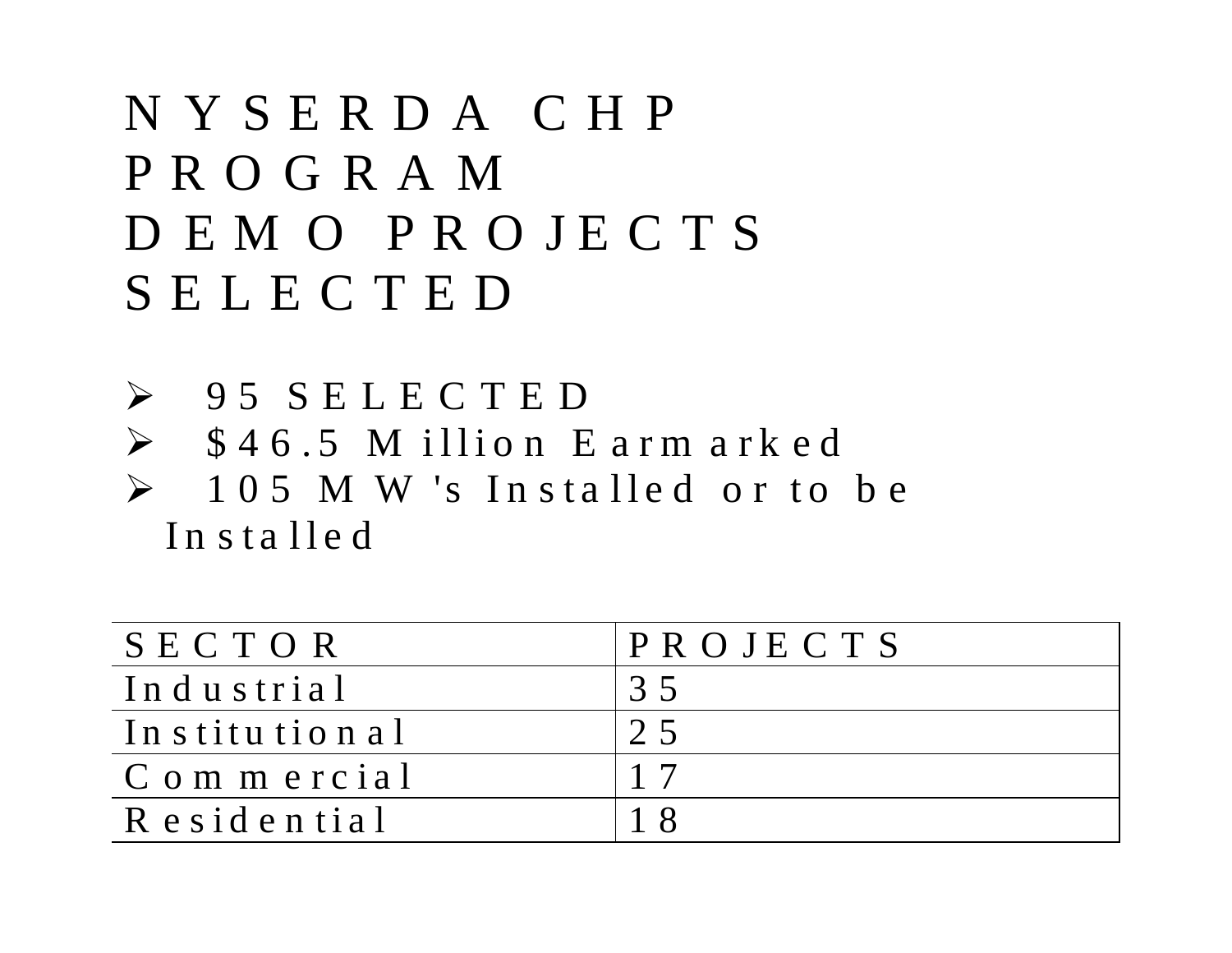# NYSERDA CHP PROGRAM DEMO PROJECTS SELECTED

- 95 SELECTED
- $46.5 Million Earmarked
- 105 MW's Installed or to be Installed

| SECTOR | PROJECTS |
|---|---|
| Industrial | 35 |
| Institutional | 25 |
| Commercial | 17 |
| Residential | 18 |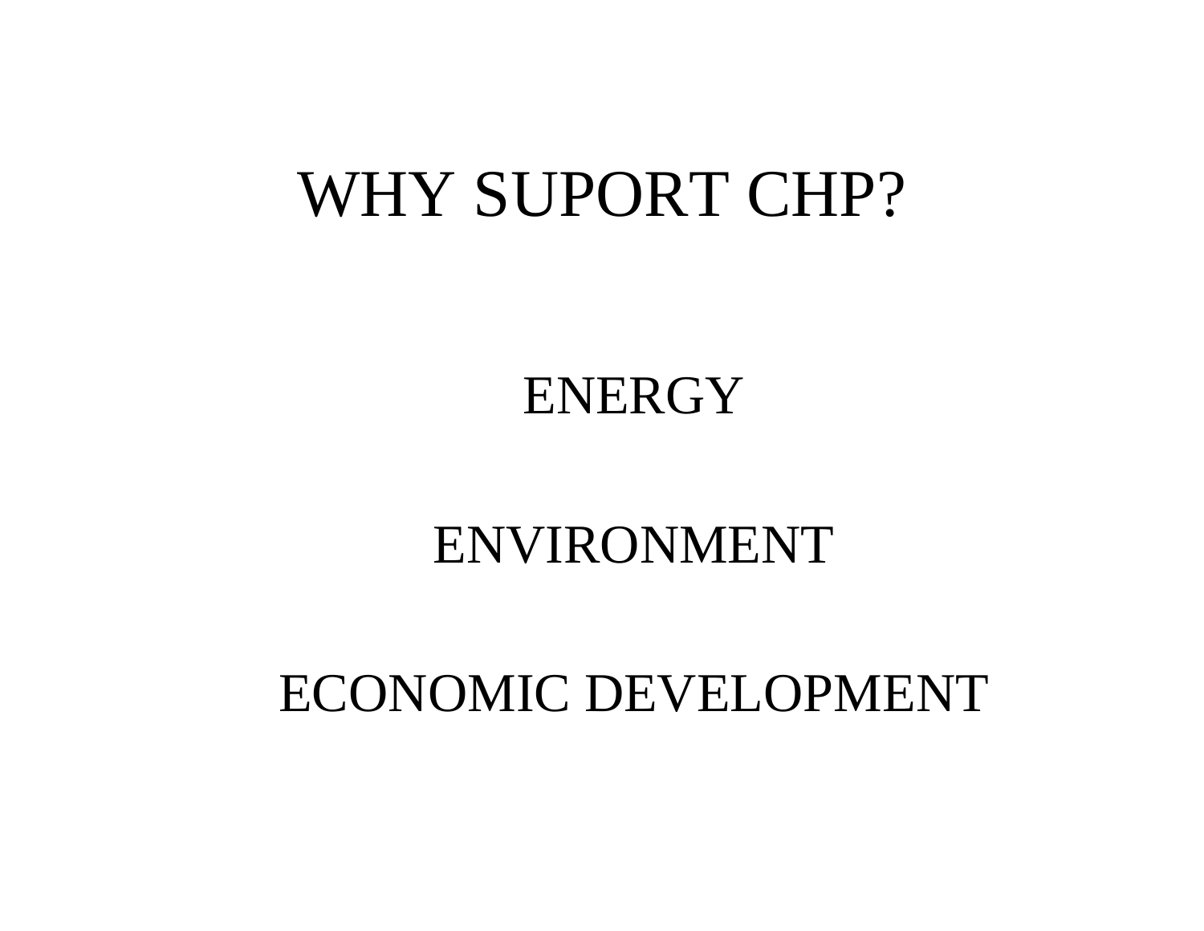# WHY SUPORT CHP?

ENERGY

ENVIRONMENT

ECONOMIC DEVELOPMENT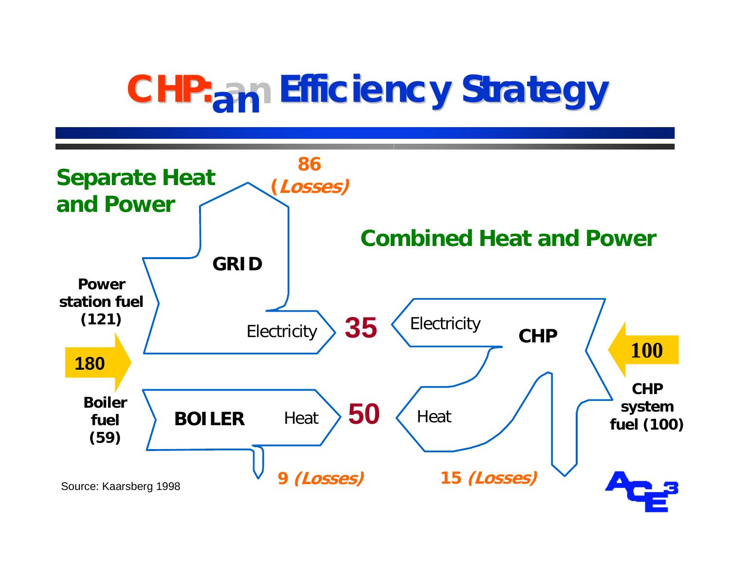# CHP: an Efficiency Strategy

## Separate Heat and Power

86 (*Losses*)

GRID

Power station fuel (121)

Electricity

**35**

180

Boiler fuel (59)

BOILER

Heat

**50**

9 (*Losses*)

## Combined Heat and Power

Electricity

CHP

100

Heat

CHP system fuel (100)

15 (*Losses*)

Source: Kaarsberg 1998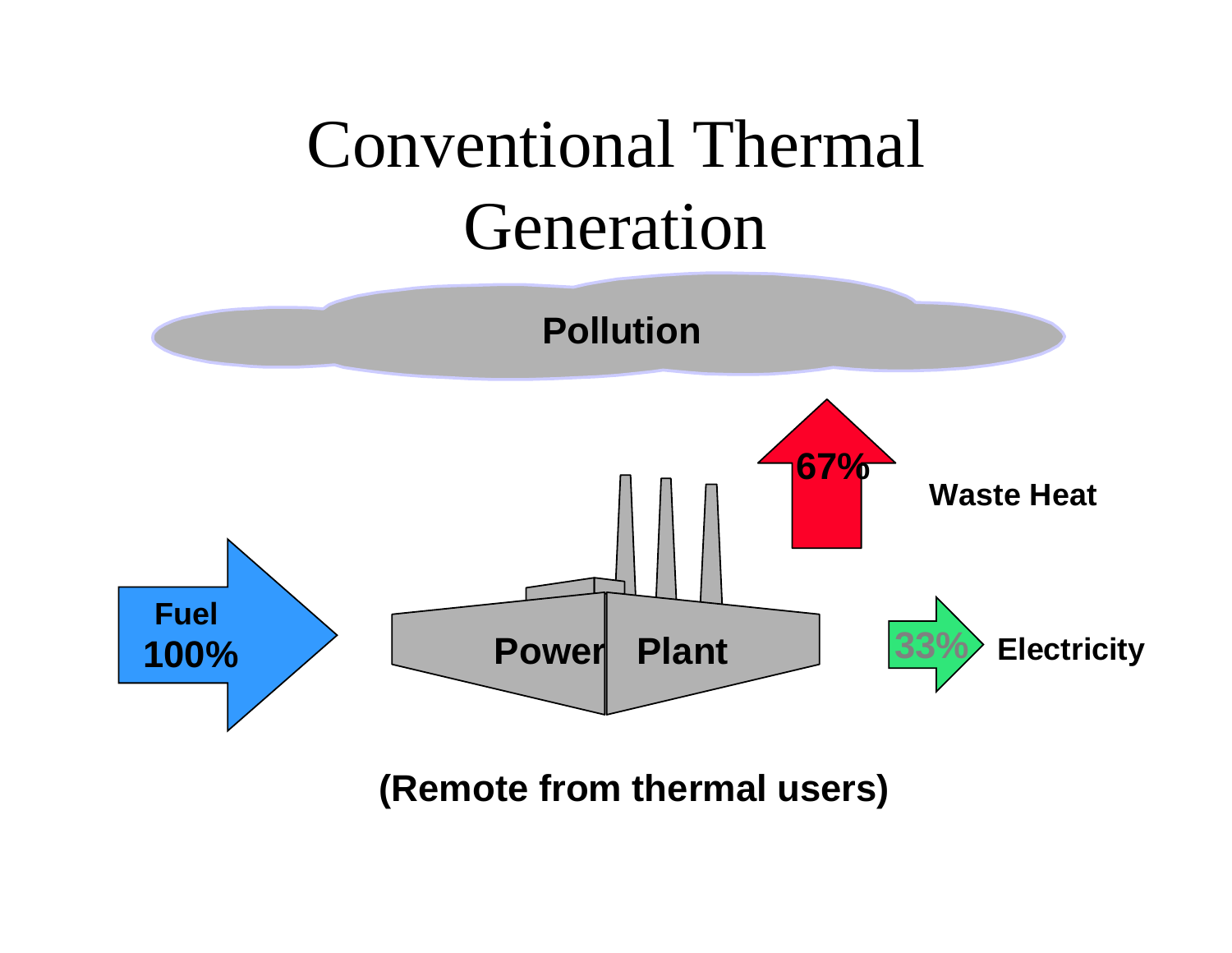# Conventional Thermal Generation

Pollution

67% Waste Heat

Fuel 100%

Power Plant

33% Electricity

(Remote from thermal users)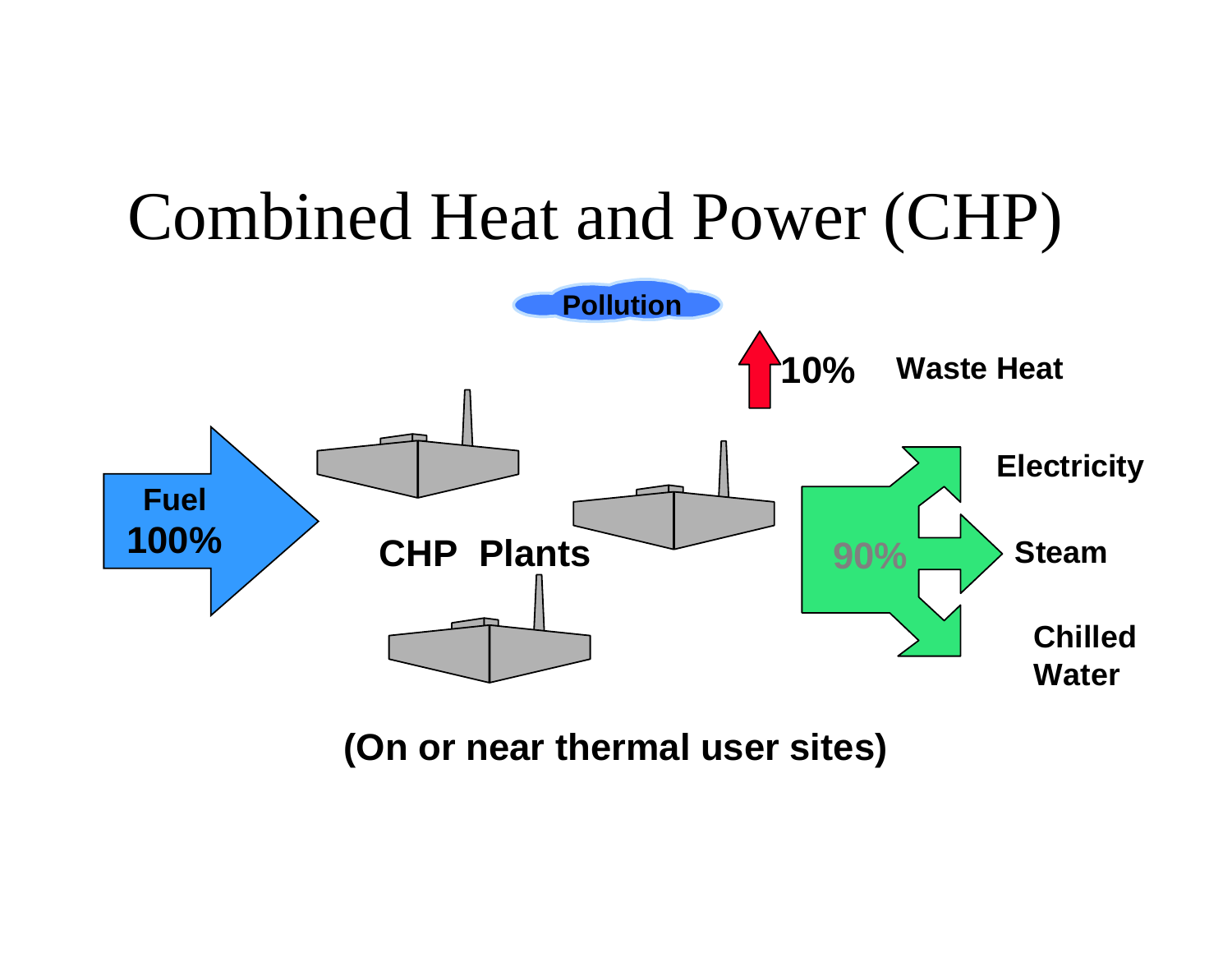# Combined Heat and Power (CHP)

Pollution

10% Waste Heat

Fuel 100%

CHP Plants

90%

Electricity

Steam

Chilled Water

(On or near thermal user sites)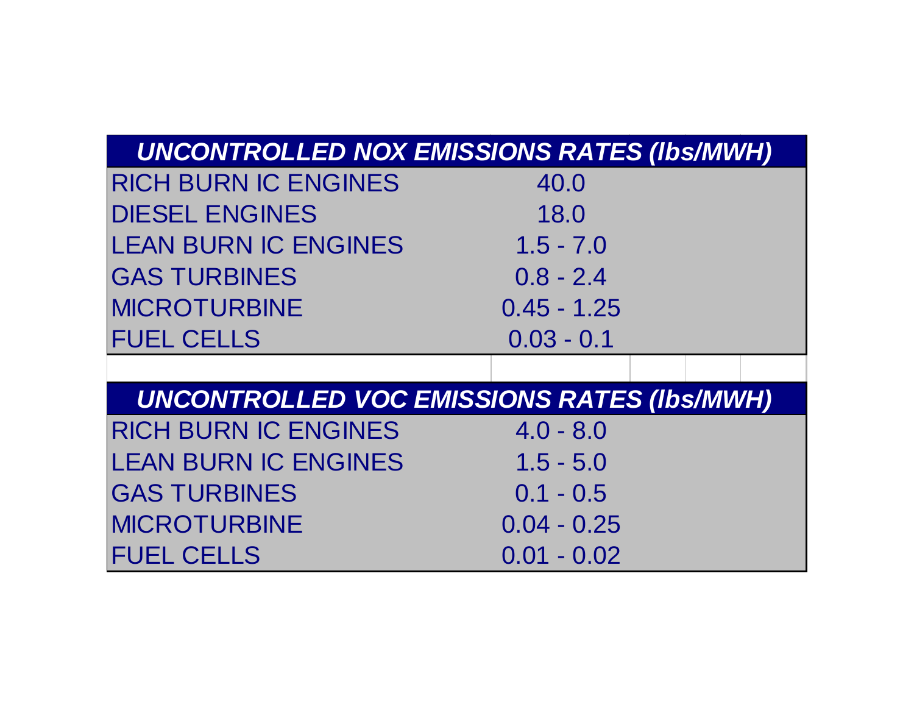| UNCONTROLLED NOX EMISSIONS RATES (lbs/MWH) | |
|---|---|
| RICH BURN IC ENGINES | 40.0 |
| DIESEL ENGINES | 18.0 |
| LEAN BURN IC ENGINES | 1.5 - 7.0 |
| GAS TURBINES | 0.8 - 2.4 |
| MICROTURBINE | 0.45 - 1.25 |
| FUEL CELLS | 0.03 - 0.1 |

| UNCONTROLLED VOC EMISSIONS RATES (lbs/MWH) | |
|---|---|
| RICH BURN IC ENGINES | 4.0 - 8.0 |
| LEAN BURN IC ENGINES | 1.5 - 5.0 |
| GAS TURBINES | 0.1 - 0.5 |
| MICROTURBINE | 0.04 - 0.25 |
| FUEL CELLS | 0.01 - 0.02 |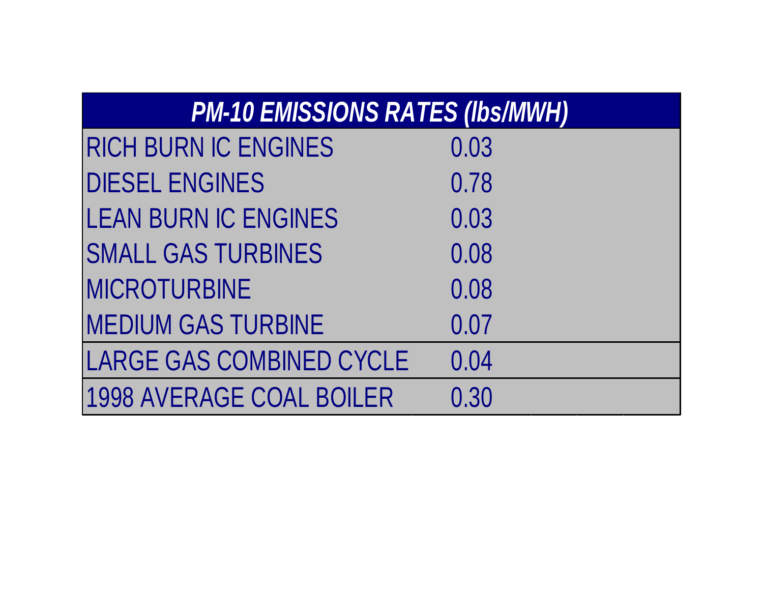| PM-10 EMISSIONS RATES (lbs/MWH) | |
|---|---|
| RICH BURN IC ENGINES | 0.03 |
| DIESEL ENGINES | 0.78 |
| LEAN BURN IC ENGINES | 0.03 |
| SMALL GAS TURBINES | 0.08 |
| MICROTURBINE | 0.08 |
| MEDIUM GAS TURBINE | 0.07 |
| LARGE GAS COMBINED CYCLE | 0.04 |
| 1998 AVERAGE COAL BOILER | 0.30 |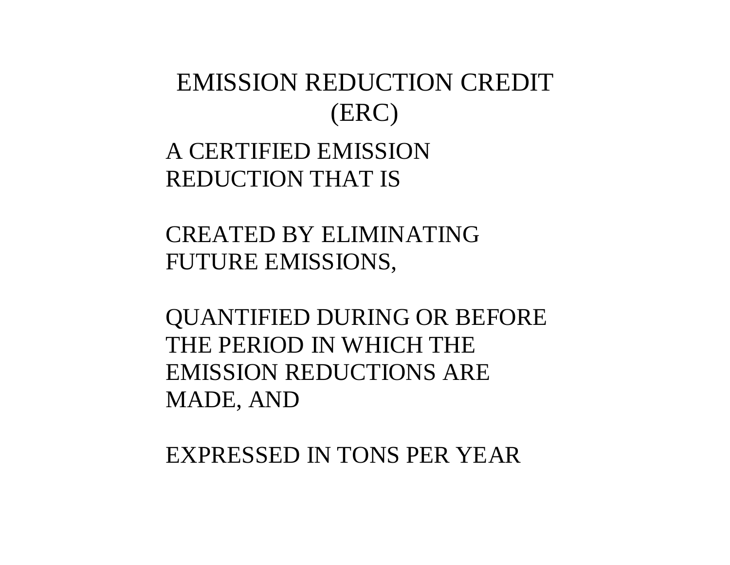# EMISSION REDUCTION CREDIT (ERC)

A CERTIFIED EMISSION REDUCTION THAT IS

CREATED BY ELIMINATING FUTURE EMISSIONS,

QUANTIFIED DURING OR BEFORE THE PERIOD IN WHICH THE EMISSION REDUCTIONS ARE MADE, AND

EXPRESSED IN TONS PER YEAR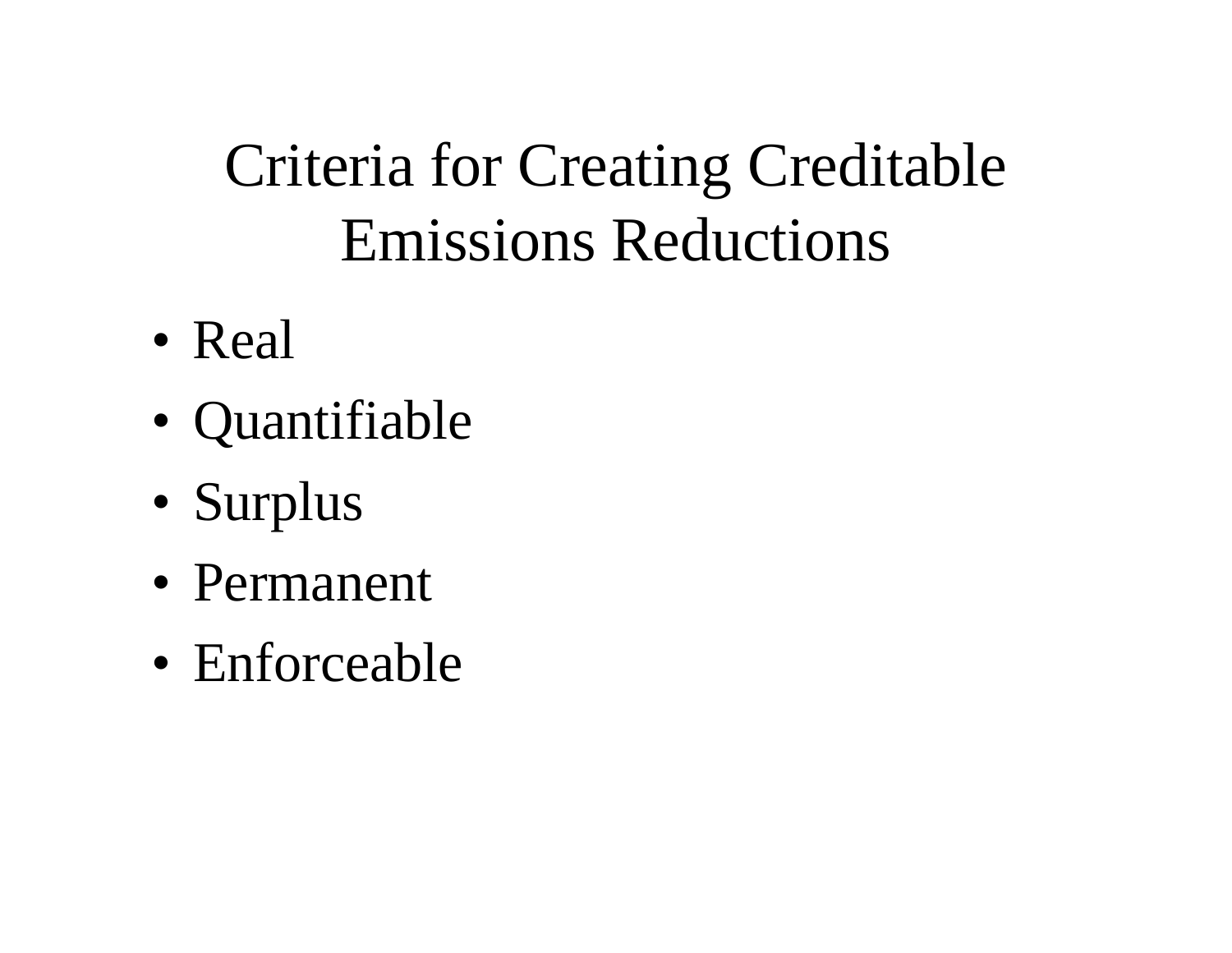# Criteria for Creating Creditable Emissions Reductions

- Real
- Quantifiable
- Surplus
- Permanent
- Enforceable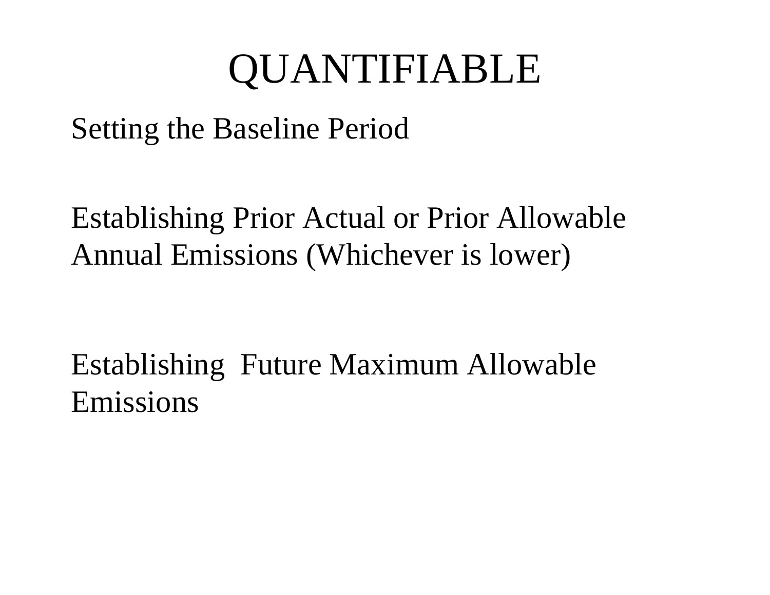# QUANTIFIABLE

Setting the Baseline Period

Establishing Prior Actual or Prior Allowable Annual Emissions (Whichever is lower)

Establishing Future Maximum Allowable Emissions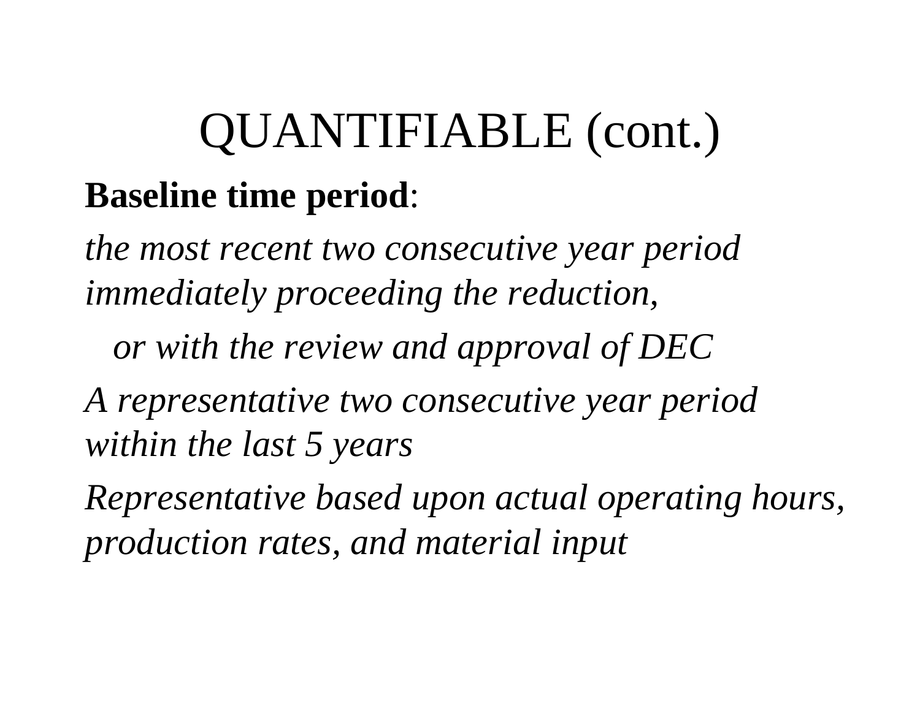# QUANTIFIABLE (cont.)

**Baseline time period**:

*the most recent two consecutive year period immediately proceeding the reduction,*

*or with the review and approval of DEC*

*A representative two consecutive year period within the last 5 years*

*Representative based upon actual operating hours, production rates, and material input*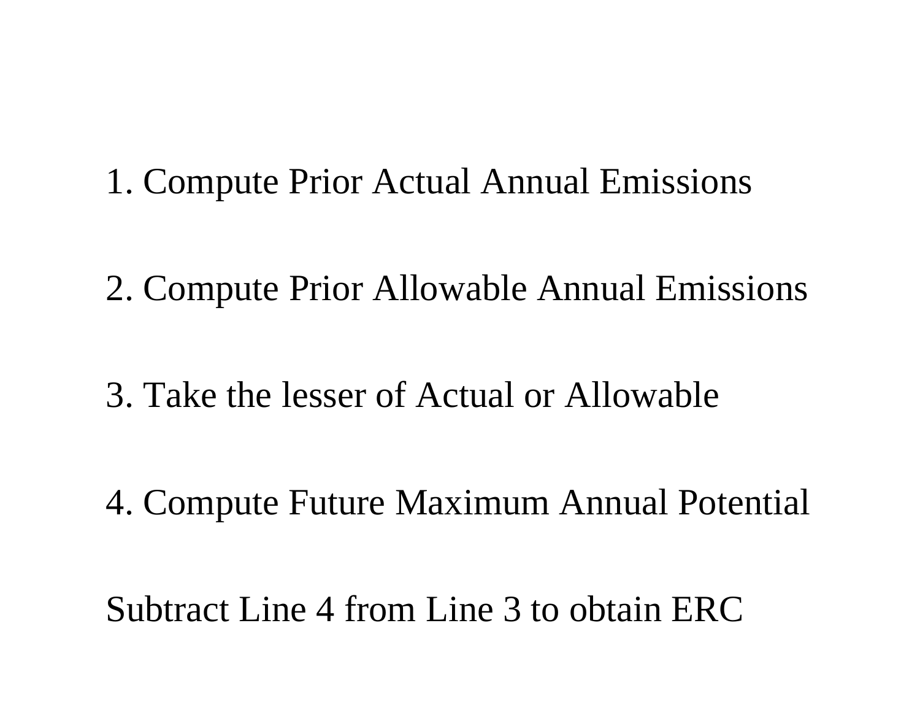1. Compute Prior Actual Annual Emissions

2. Compute Prior Allowable Annual Emissions

3. Take the lesser of Actual or Allowable

4. Compute Future Maximum Annual Potential

Subtract Line 4 from Line 3 to obtain ERC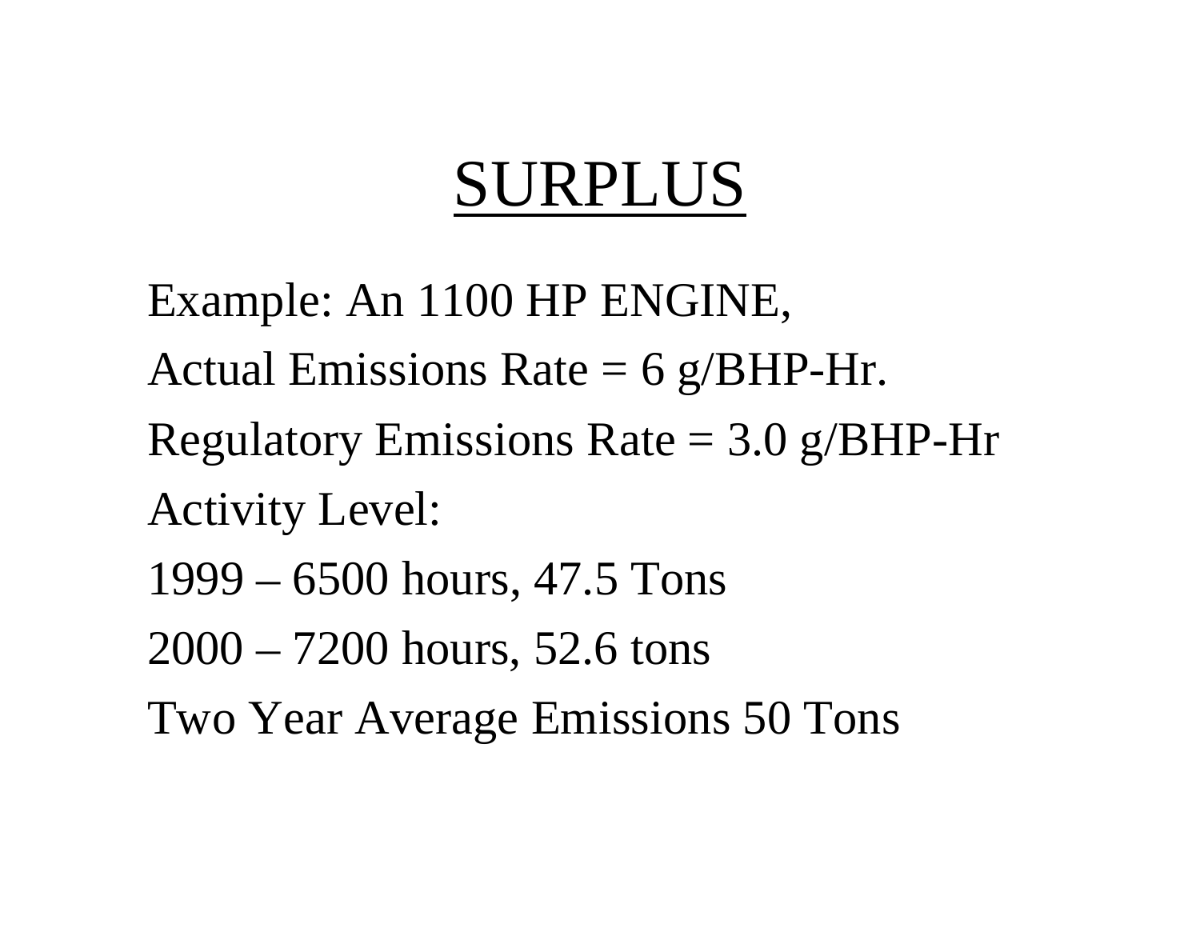# SURPLUS

Example: An 1100 HP ENGINE,

Actual Emissions Rate = 6 g/BHP-Hr.

Regulatory Emissions Rate = 3.0 g/BHP-Hr

Activity Level:

1999 – 6500 hours, 47.5 Tons

2000 – 7200 hours, 52.6 tons

Two Year Average Emissions 50 Tons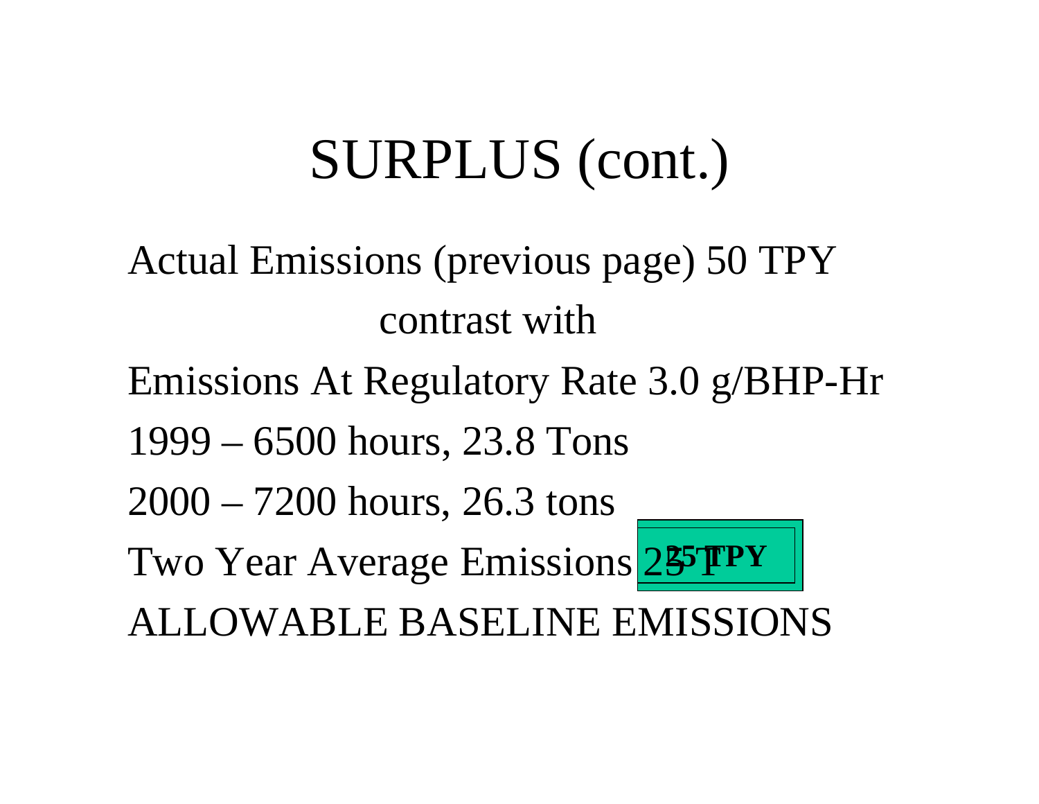# SURPLUS (cont.)

Actual Emissions (previous page) 50 TPY

contrast with

Emissions At Regulatory Rate 3.0 g/BHP-Hr

1999 – 6500 hours, 23.8 Tons

2000 – 7200 hours, 26.3 tons

Two Year Average Emissions 25 TPY

ALLOWABLE BASELINE EMISSIONS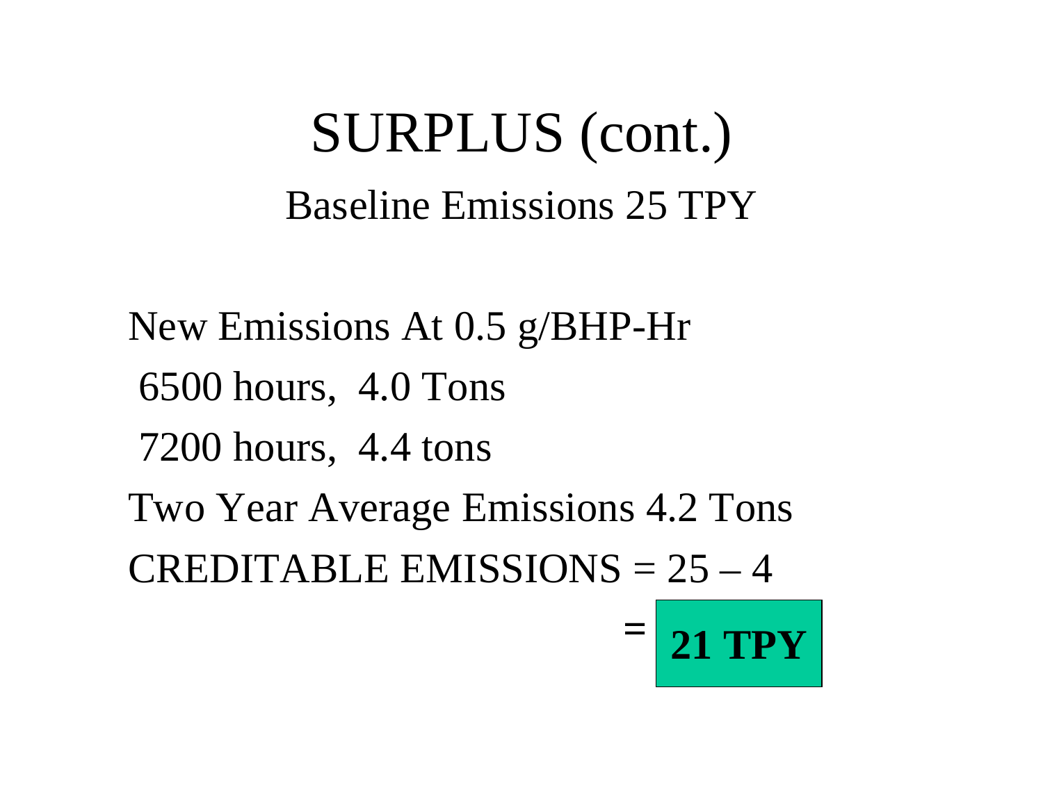# SURPLUS (cont.)

## Baseline Emissions 25 TPY

New Emissions At 0.5 g/BHP-Hr

6500 hours, 4.0 Tons

7200 hours, 4.4 tons

Two Year Average Emissions 4.2 Tons

CREDITABLE EMISSIONS = 25 – 4

= **21 TPY**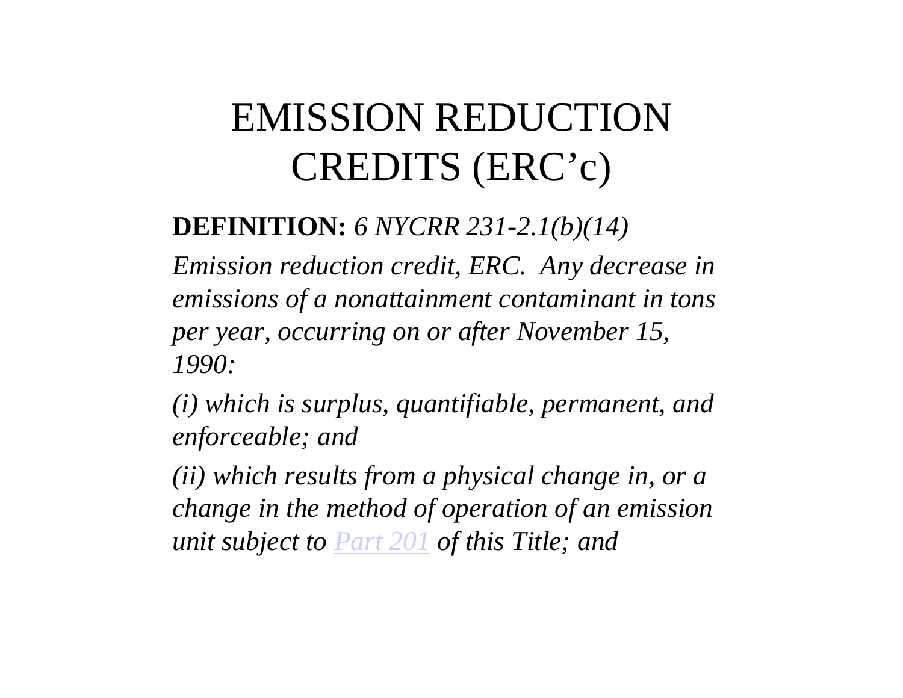# EMISSION REDUCTION CREDITS (ERC'c)

**DEFINITION:** *6 NYCRR 231-2.1(b)(14)*

*Emission reduction credit, ERC. Any decrease in emissions of a nonattainment contaminant in tons per year, occurring on or after November 15, 1990:*

*(i) which is surplus, quantifiable, permanent, and enforceable; and*

*(ii) which results from a physical change in, or a change in the method of operation of an emission unit subject to Part 201 of this Title; and*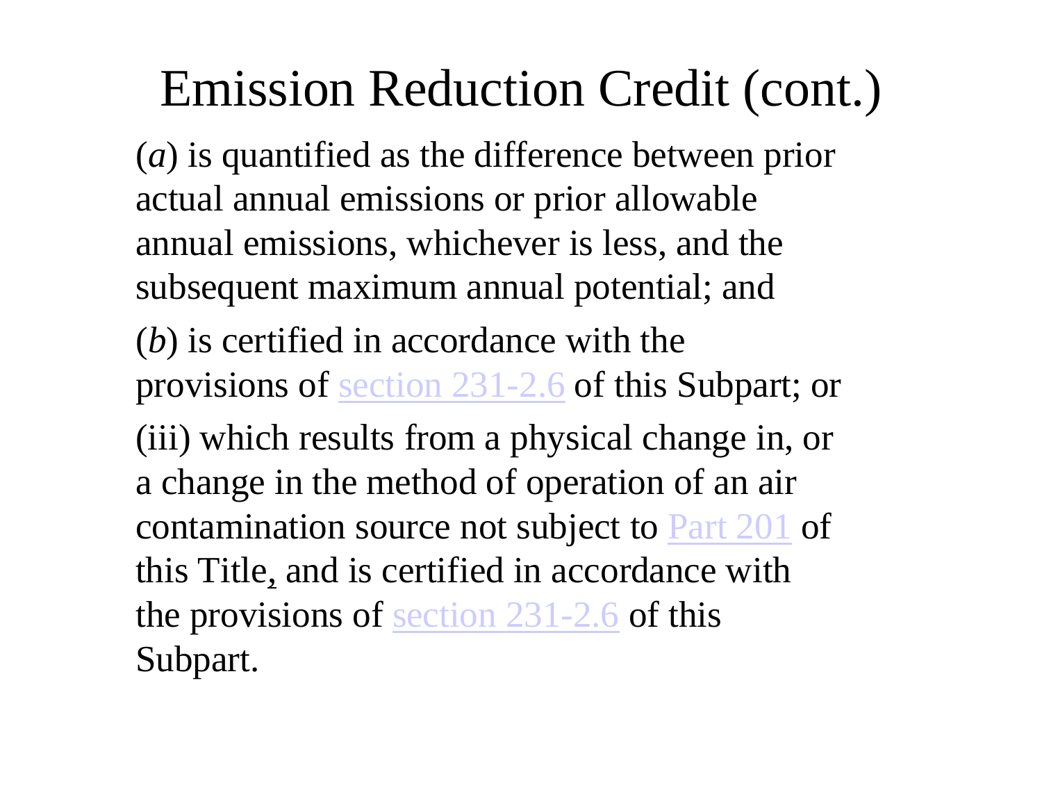# Emission Reduction Credit (cont.)

(*a*) is quantified as the difference between prior actual annual emissions or prior allowable annual emissions, whichever is less, and the subsequent maximum annual potential; and

(*b*) is certified in accordance with the provisions of section 231-2.6 of this Subpart; or

(iii) which results from a physical change in, or a change in the method of operation of an air contamination source not subject to Part 201 of this Title, and is certified in accordance with the provisions of section 231-2.6 of this Subpart.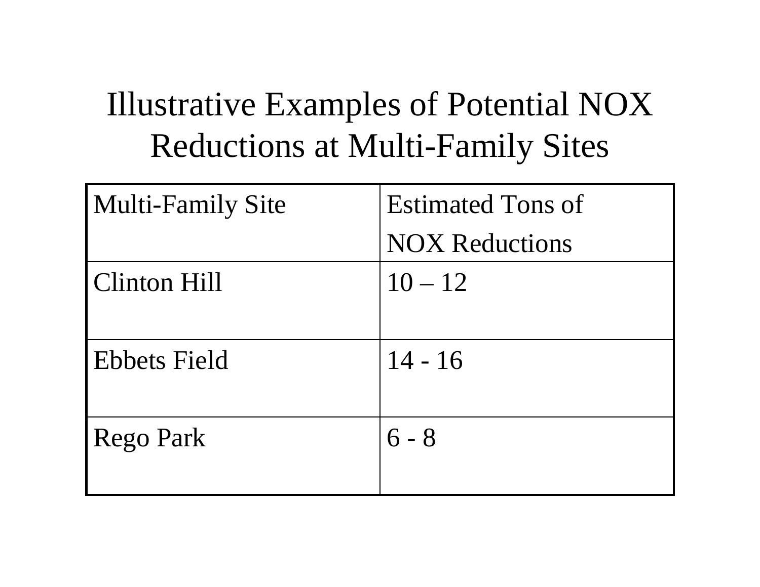# Illustrative Examples of Potential NOX Reductions at Multi-Family Sites

| Multi-Family Site | Estimated Tons of NOX Reductions |
|---|---|
| Clinton Hill | 10 – 12 |
| Ebbets Field | 14 - 16 |
| Rego Park | 6 - 8 |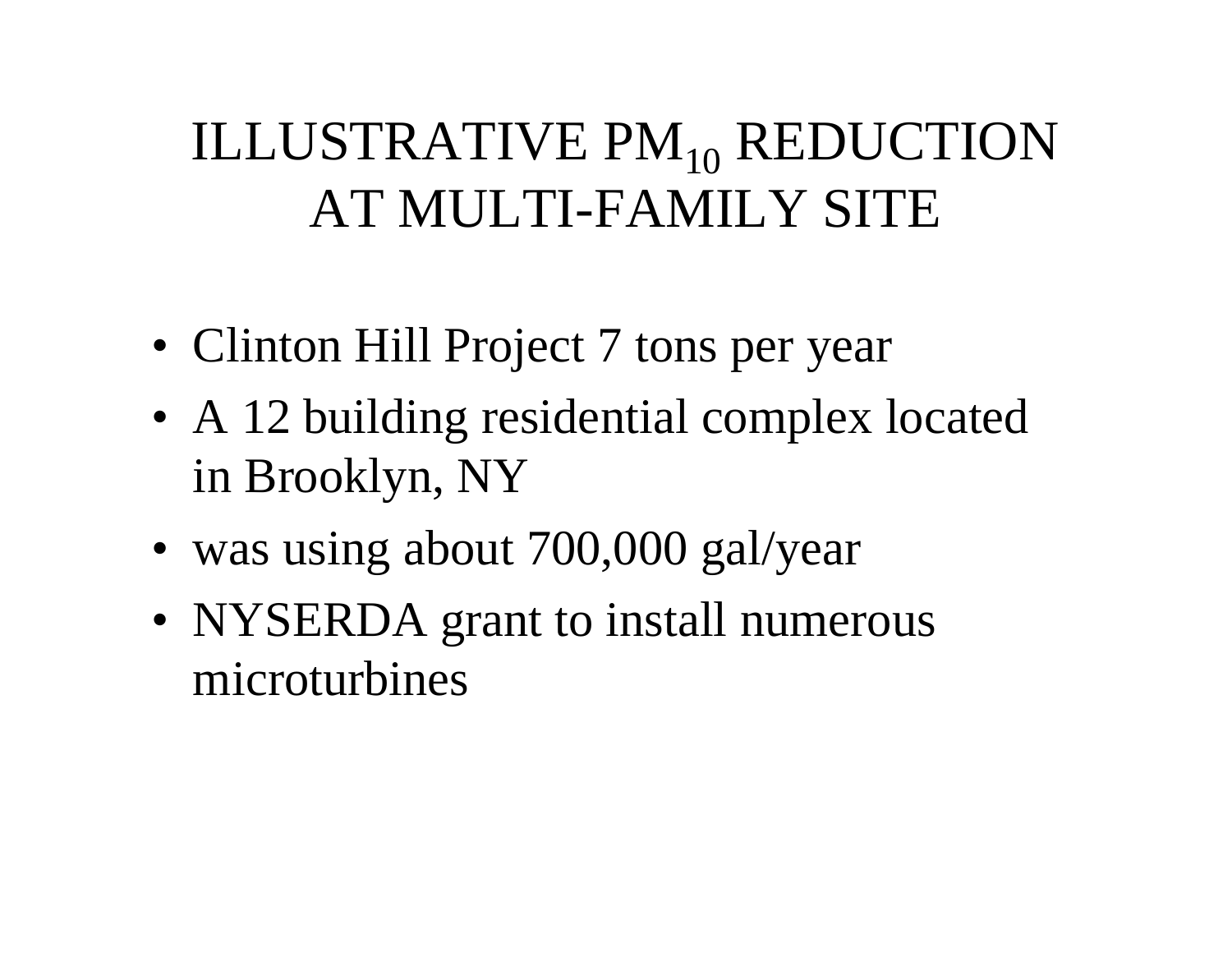# ILLUSTRATIVE $PM_{10}$ REDUCTION AT MULTI-FAMILY SITE

- Clinton Hill Project 7 tons per year
- A 12 building residential complex located in Brooklyn, NY
- was using about 700,000 gal/year
- NYSERDA grant to install numerous microturbines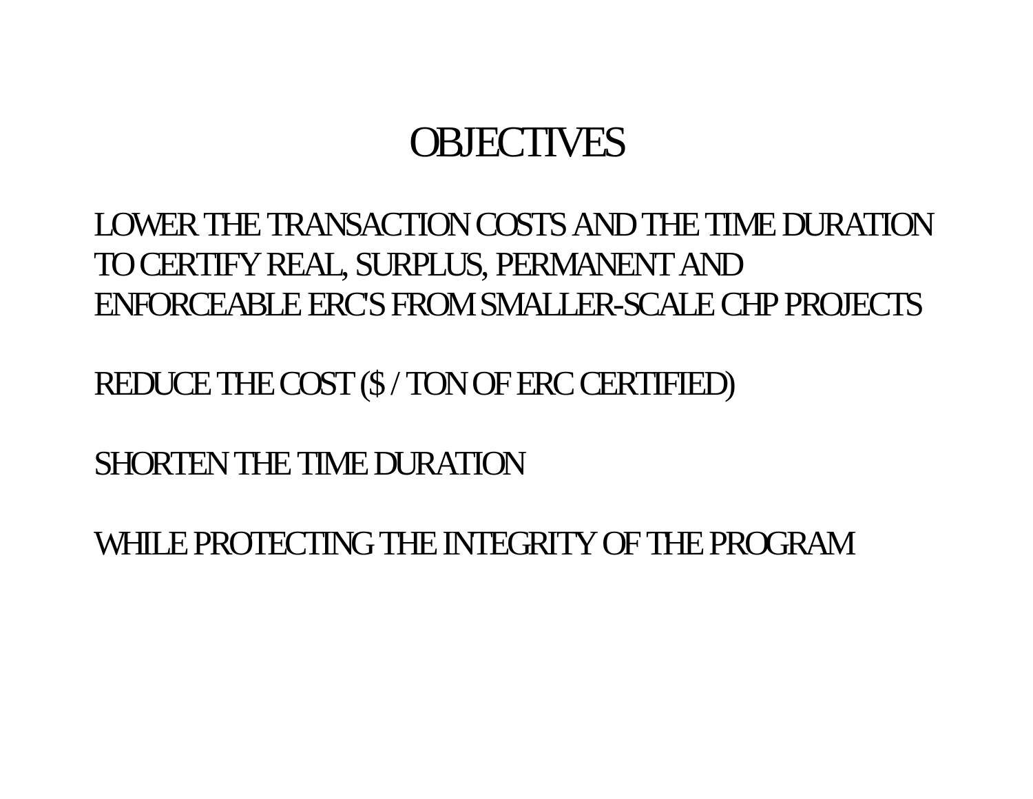# OBJECTIVES

LOWER THE TRANSACTION COSTS AND THE TIME DURATION TO CERTIFY REAL, SURPLUS, PERMANENT AND ENFORCEABLE ERC'S FROM SMALLER-SCALE CHP PROJECTS

REDUCE THE COST ($ / TON OF ERC CERTIFIED)

SHORTEN THE TIME DURATION

WHILE PROTECTING THE INTEGRITY OF THE PROGRAM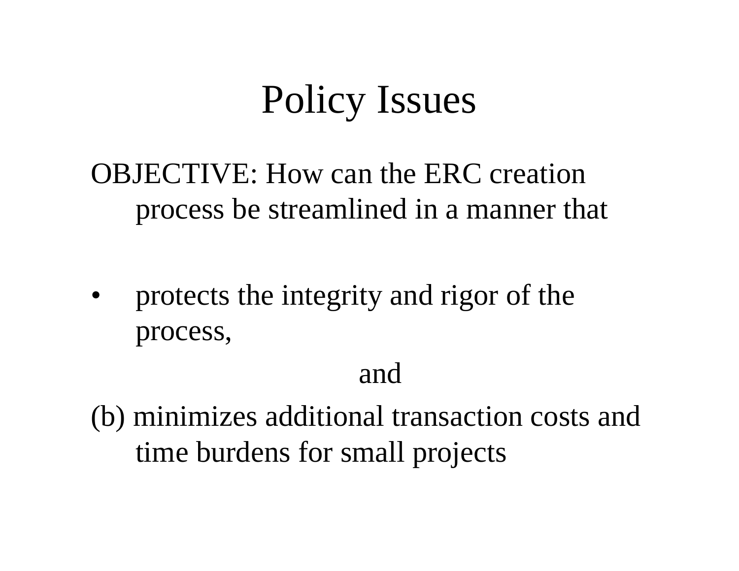# Policy Issues

OBJECTIVE: How can the ERC creation process be streamlined in a manner that

- protects the integrity and rigor of the process,

and

(b) minimizes additional transaction costs and time burdens for small projects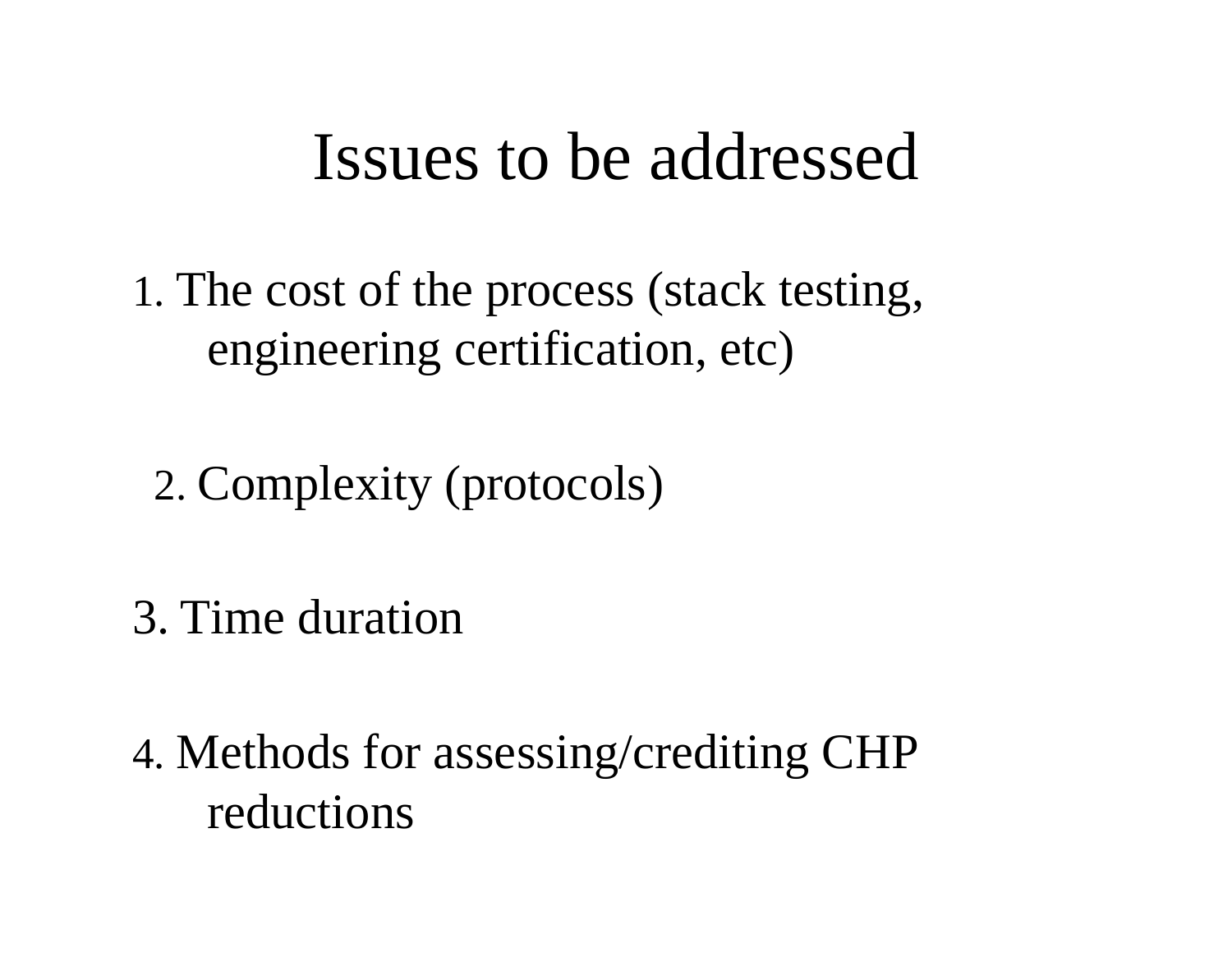# Issues to be addressed

1. The cost of the process (stack testing, engineering certification, etc)

2. Complexity (protocols)

3. Time duration

4. Methods for assessing/crediting CHP reductions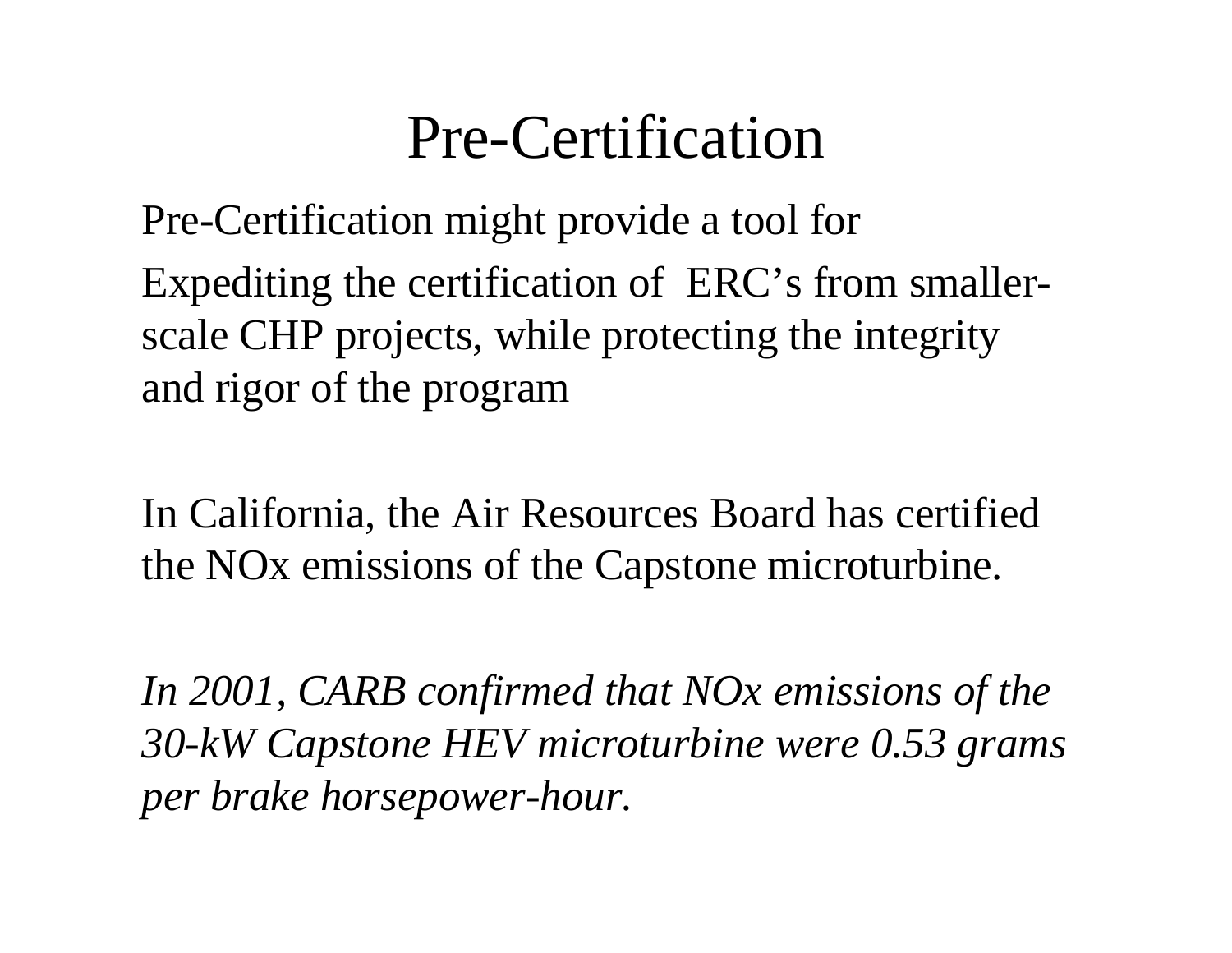# Pre-Certification

Pre-Certification might provide a tool for

Expediting the certification of ERC's from smaller-scale CHP projects, while protecting the integrity and rigor of the program

In California, the Air Resources Board has certified the NOx emissions of the Capstone microturbine.

*In 2001, CARB confirmed that NOx emissions of the 30-kW Capstone HEV microturbine were 0.53 grams per brake horsepower-hour.*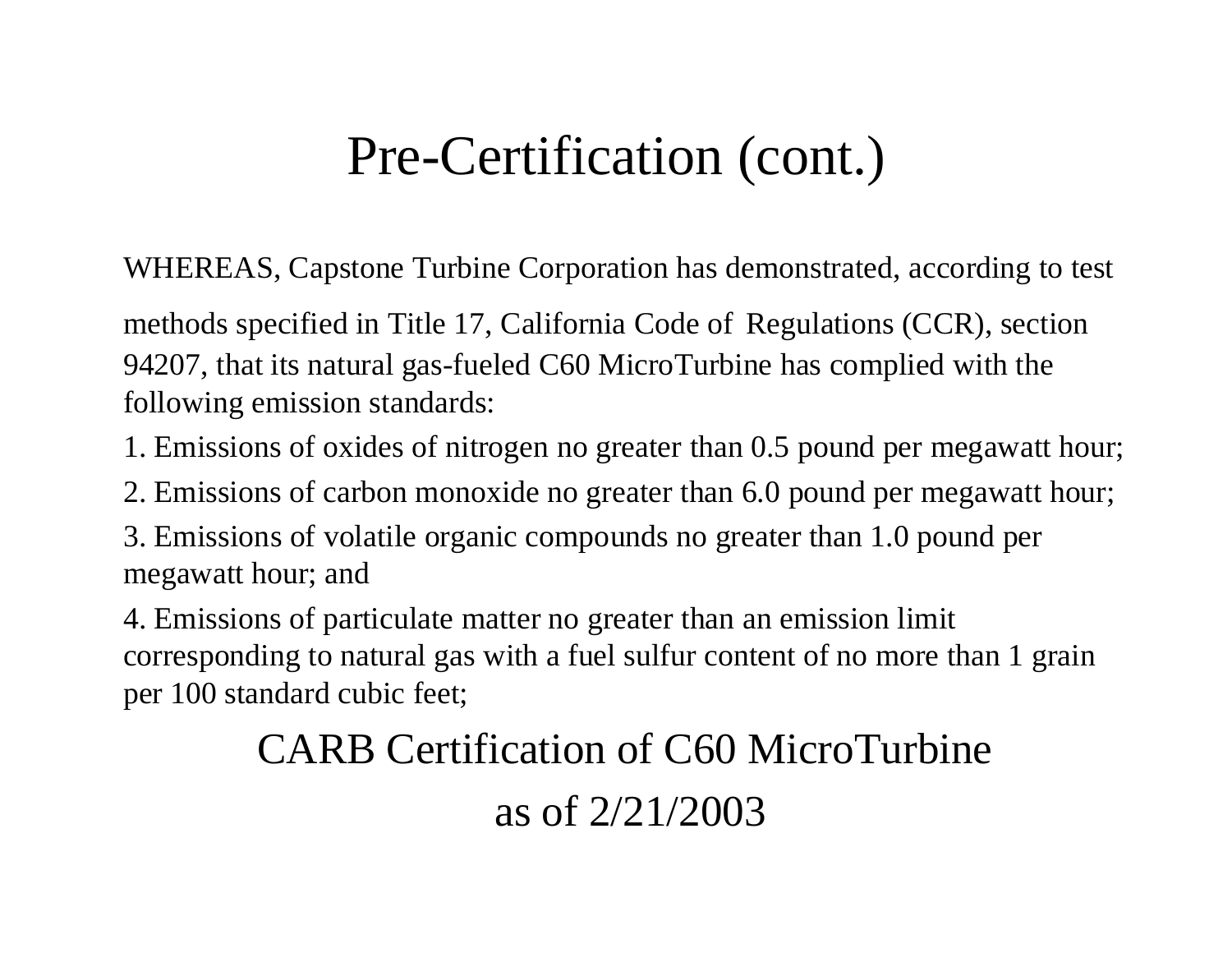# Pre-Certification (cont.)

WHEREAS, Capstone Turbine Corporation has demonstrated, according to test methods specified in Title 17, California Code of Regulations (CCR), section 94207, that its natural gas-fueled C60 MicroTurbine has complied with the following emission standards:

1. Emissions of oxides of nitrogen no greater than 0.5 pound per megawatt hour;
2. Emissions of carbon monoxide no greater than 6.0 pound per megawatt hour;
3. Emissions of volatile organic compounds no greater than 1.0 pound per megawatt hour; and
4. Emissions of particulate matter no greater than an emission limit corresponding to natural gas with a fuel sulfur content of no more than 1 grain per 100 standard cubic feet;

CARB Certification of C60 MicroTurbine

as of 2/21/2003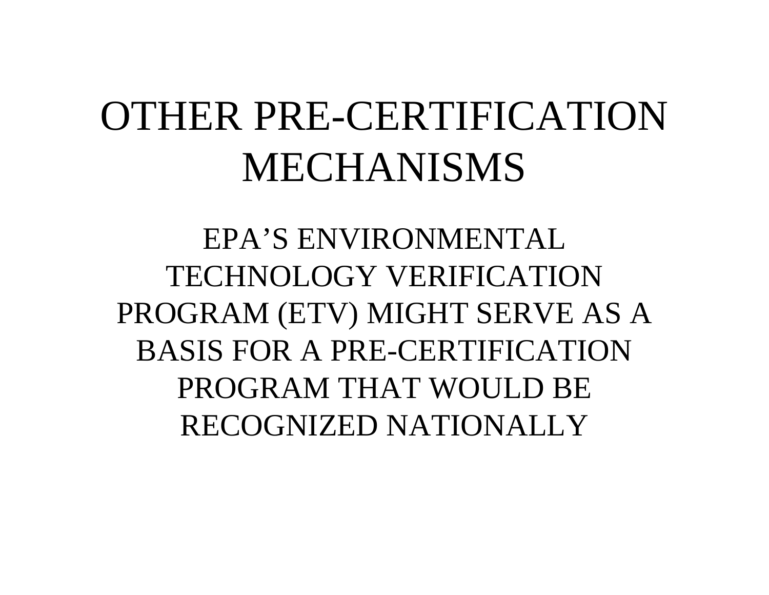# OTHER PRE-CERTIFICATION MECHANISMS

EPA’S ENVIRONMENTAL TECHNOLOGY VERIFICATION PROGRAM (ETV) MIGHT SERVE AS A BASIS FOR A PRE-CERTIFICATION PROGRAM THAT WOULD BE RECOGNIZED NATIONALLY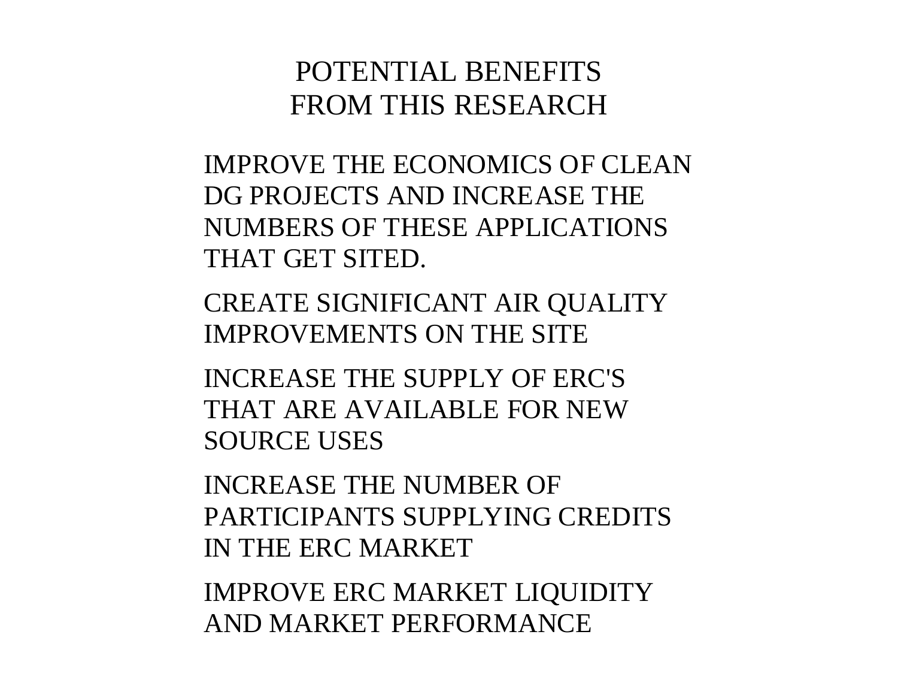# POTENTIAL BENEFITS FROM THIS RESEARCH

IMPROVE THE ECONOMICS OF CLEAN DG PROJECTS AND INCREASE THE NUMBERS OF THESE APPLICATIONS THAT GET SITED.

CREATE SIGNIFICANT AIR QUALITY IMPROVEMENTS ON THE SITE

INCREASE THE SUPPLY OF ERC'S THAT ARE AVAILABLE FOR NEW SOURCE USES

INCREASE THE NUMBER OF PARTICIPANTS SUPPLYING CREDITS IN THE ERC MARKET

IMPROVE ERC MARKET LIQUIDITY AND MARKET PERFORMANCE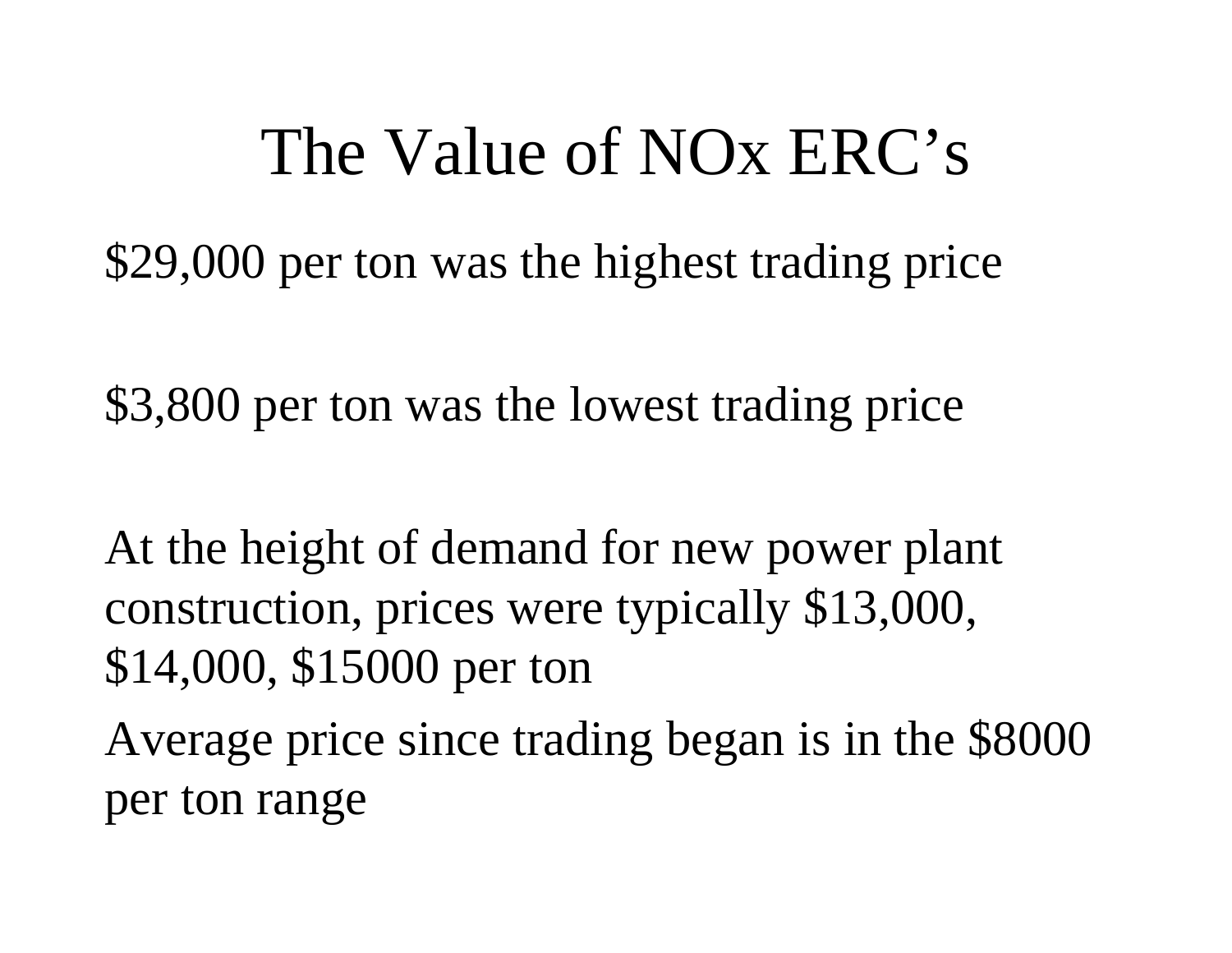# The Value of NOx ERC's

$29,000 per ton was the highest trading price

$3,800 per ton was the lowest trading price

At the height of demand for new power plant construction, prices were typically $13,000, $14,000, $15000 per ton

Average price since trading began is in the $8000 per ton range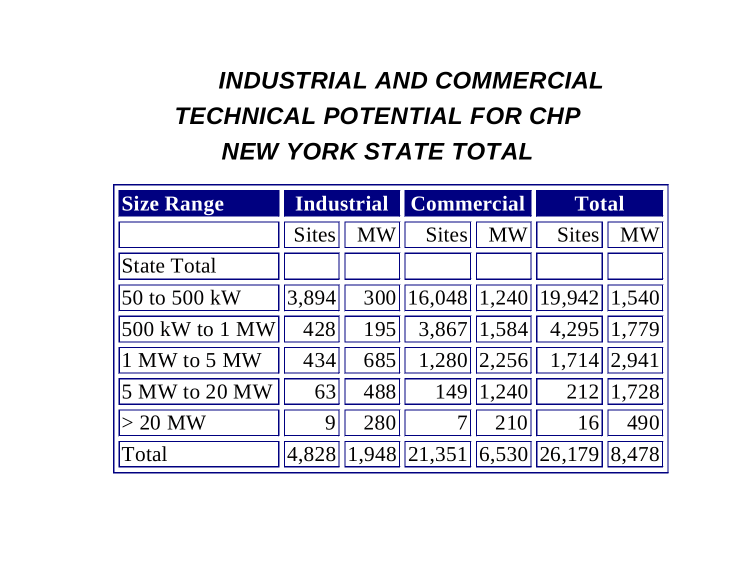# INDUSTRIAL AND COMMERCIAL TECHNICAL POTENTIAL FOR CHP NEW YORK STATE TOTAL

| Size Range | Industrial | | Commercial | | Total | |
|---|---|---|---|---|---|---|
| | Sites | MW | Sites | MW | Sites | MW |
| State Total | | | | | | |
| 50 to 500 kW | 3,894 | 300 | 16,048 | 1,240 | 19,942 | 1,540 |
| 500 kW to 1 MW | 428 | 195 | 3,867 | 1,584 | 4,295 | 1,779 |
| 1 MW to 5 MW | 434 | 685 | 1,280 | 2,256 | 1,714 | 2,941 |
| 5 MW to 20 MW | 63 | 488 | 149 | 1,240 | 212 | 1,728 |
| > 20 MW | 9 | 280 | 7 | 210 | 16 | 490 |
| Total | 4,828 | 1,948 | 21,351 | 6,530 | 26,179 | 8,478 |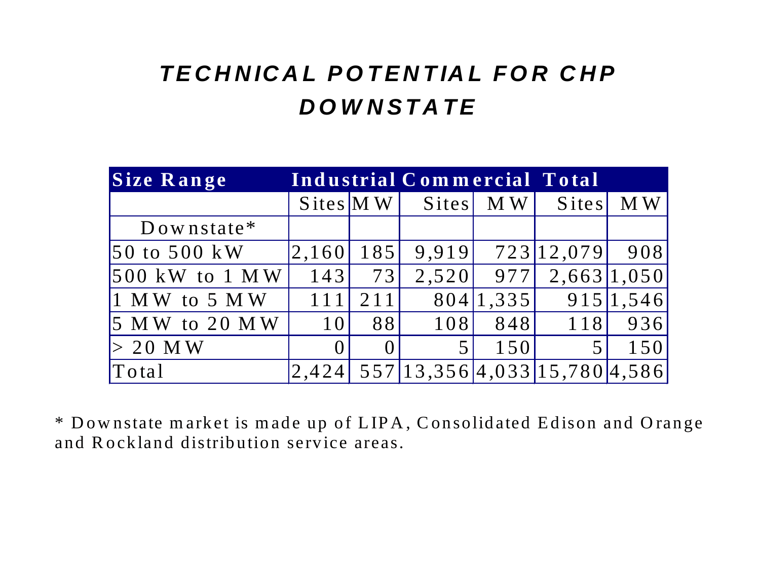# TECHNICAL POTENTIAL FOR CHP DOWNSTATE

| Size Range | Industrial | | Commercial | | Total | |
|---|---|---|---|---|---|---|
| | Sites | MW | Sites | MW | Sites | MW |
| Downstate* | | | | | | |
| 50 to 500 kW | 2,160 | 185 | 9,919 | 723 | 12,079 | 908 |
| 500 kW to 1 MW | 143 | 73 | 2,520 | 977 | 2,663 | 1,050 |
| 1 MW to 5 MW | 111 | 211 | 804 | 1,335 | 915 | 1,546 |
| 5 MW to 20 MW | 10 | 88 | 108 | 848 | 118 | 936 |
| > 20 MW | 0 | 0 | 5 | 150 | 5 | 150 |
| Total | 2,424 | 557 | 13,356 | 4,033 | 15,780 | 4,586 |

* Downstate market is made up of LIPA, Consolidated Edison and Orange and Rockland distribution service areas.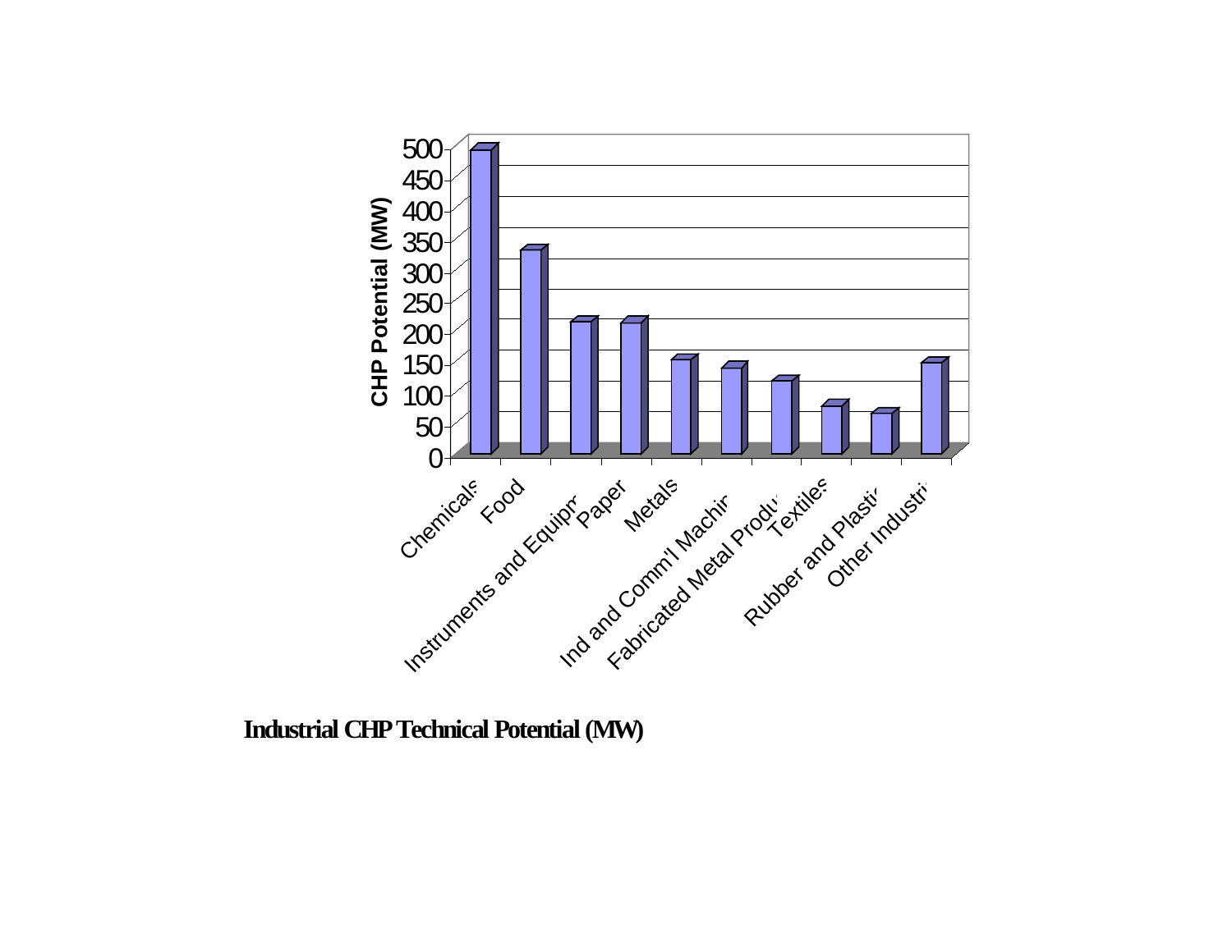**Industrial CHP Technical Potential (MW)**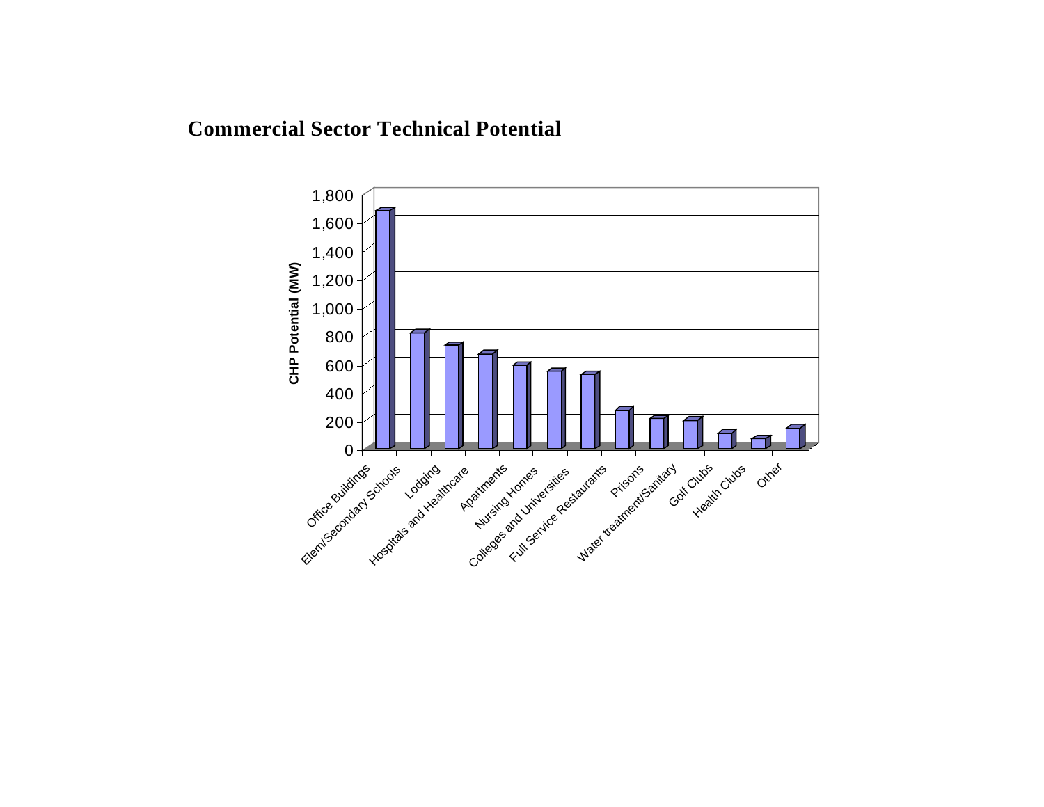**Commercial Sector Technical Potential**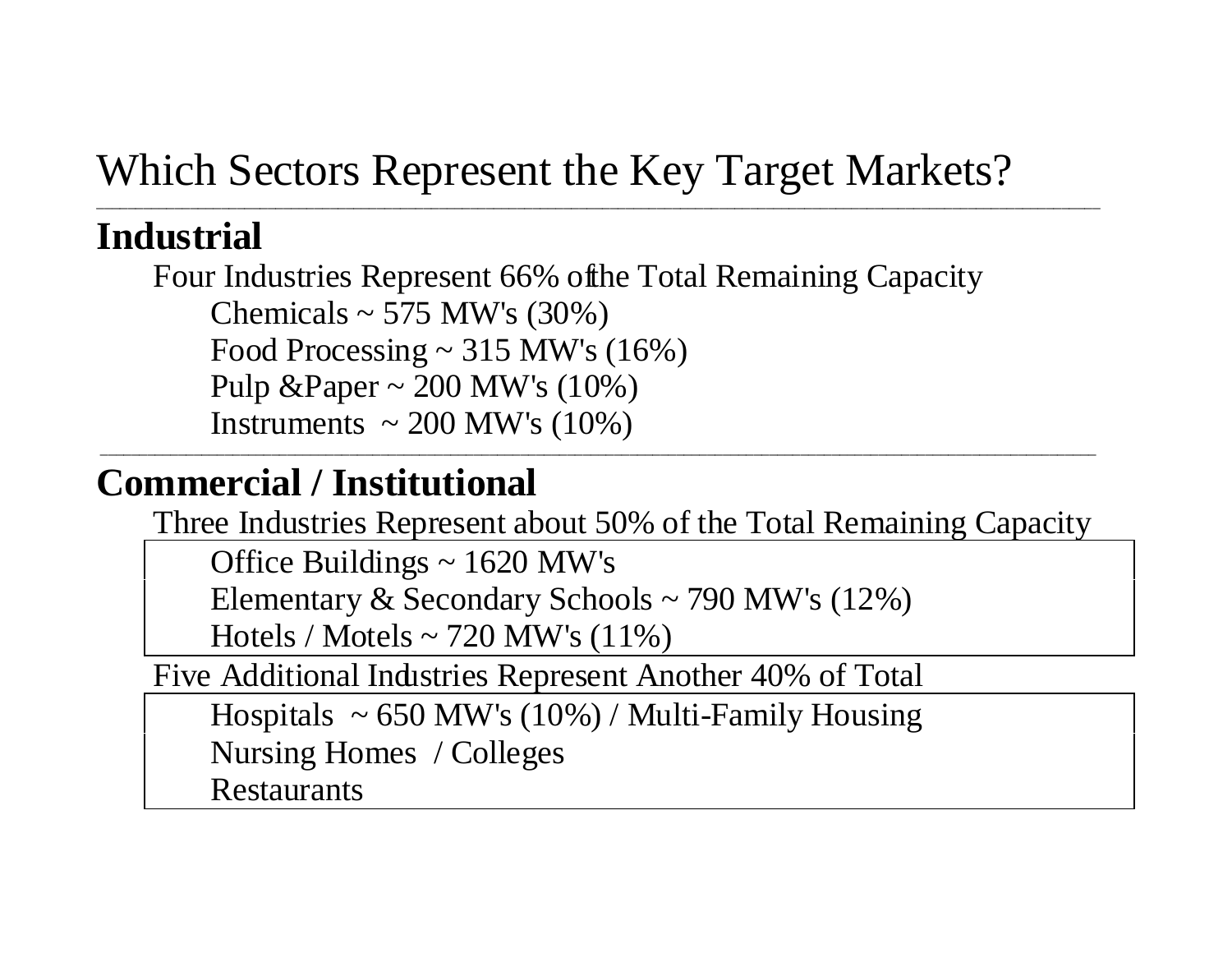# Which Sectors Represent the Key Target Markets?

## Industrial

Four Industries Represent 66% of the Total Remaining Capacity

- Chemicals ~ 575 MW's (30%)
- Food Processing ~ 315 MW's (16%)
- Pulp &Paper ~ 200 MW's (10%)
- Instruments ~ 200 MW's (10%)

## Commercial / Institutional

Three Industries Represent about 50% of the Total Remaining Capacity

- Office Buildings ~ 1620 MW's
- Elementary & Secondary Schools ~ 790 MW's (12%)
- Hotels / Motels ~ 720 MW's (11%)

Five Additional Industries Represent Another 40% of Total

- Hospitals ~ 650 MW's (10%) / Multi-Family Housing
- Nursing Homes / Colleges
- Restaurants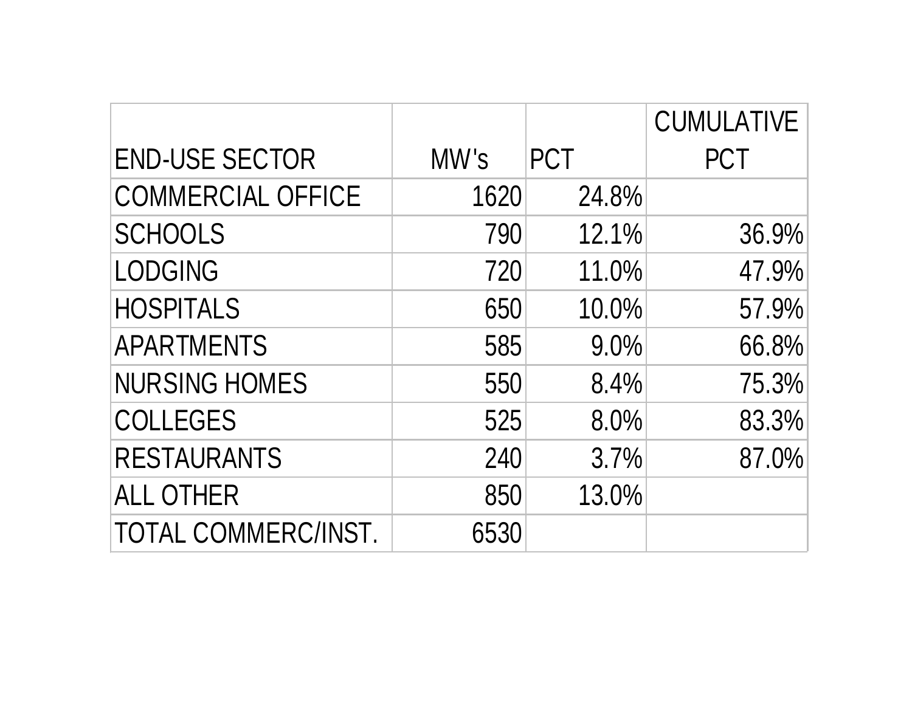| END-USE SECTOR | MW's | PCT | CUMULATIVE PCT |
|---|---|---|---|
| COMMERCIAL OFFICE | 1620 | 24.8% | |
| SCHOOLS | 790 | 12.1% | 36.9% |
| LODGING | 720 | 11.0% | 47.9% |
| HOSPITALS | 650 | 10.0% | 57.9% |
| APARTMENTS | 585 | 9.0% | 66.8% |
| NURSING HOMES | 550 | 8.4% | 75.3% |
| COLLEGES | 525 | 8.0% | 83.3% |
| RESTAURANTS | 240 | 3.7% | 87.0% |
| ALL OTHER | 850 | 13.0% | |
| TOTAL COMMERC/INST. | 6530 | | |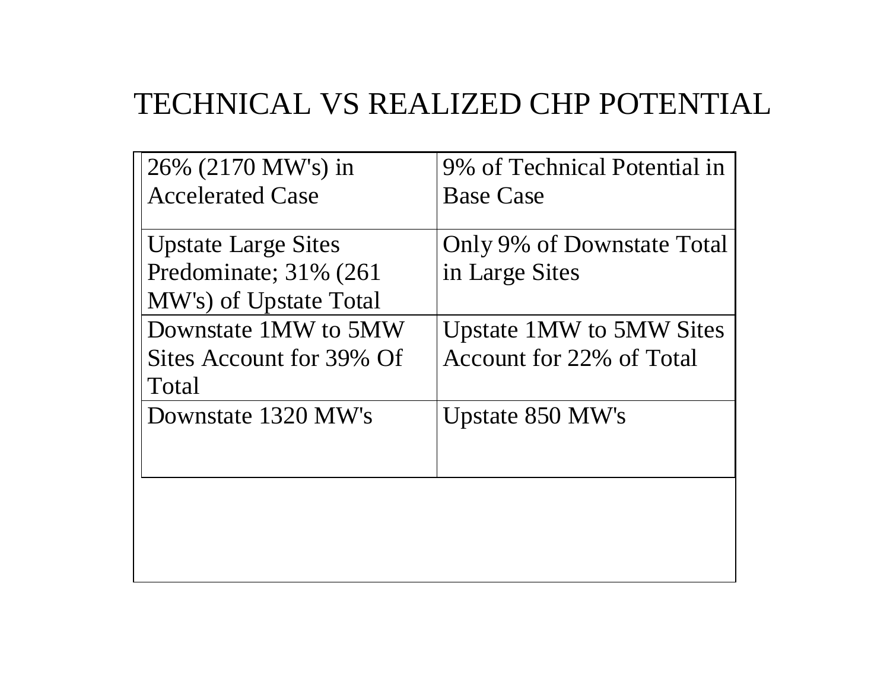# TECHNICAL VS REALIZED CHP POTENTIAL

| | |
|---|---|
| 26% (2170 MW's) in Accelerated Case | 9% of Technical Potential in Base Case |
| Upstate Large Sites Predominate; 31% (261 MW's) of Upstate Total | Only 9% of Downstate Total in Large Sites |
| Downstate 1MW to 5MW Sites Account for 39% Of Total | Upstate 1MW to 5MW Sites Account for 22% of Total |
| Downstate 1320 MW's | Upstate 850 MW's |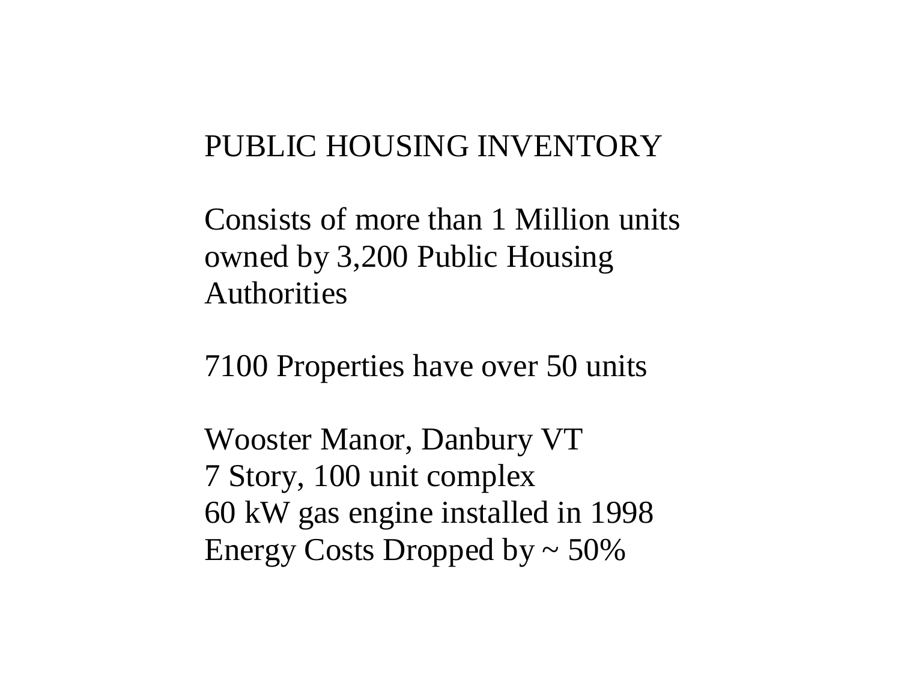# PUBLIC HOUSING INVENTORY

Consists of more than 1 Million units owned by 3,200 Public Housing Authorities

7100 Properties have over 50 units

Wooster Manor, Danbury VT
7 Story, 100 unit complex
60 kW gas engine installed in 1998
Energy Costs Dropped by ~ 50%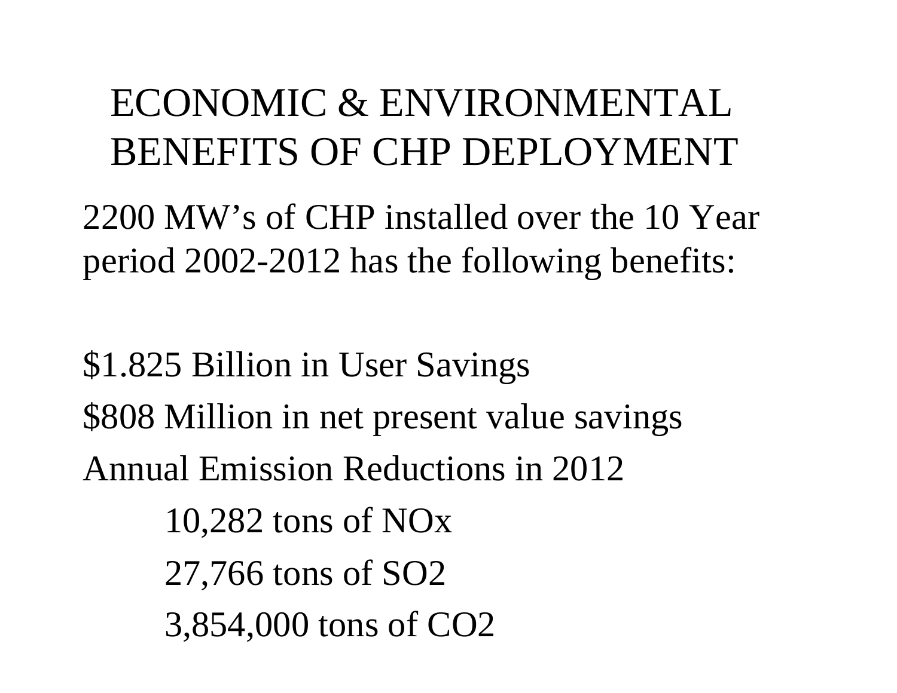# ECONOMIC & ENVIRONMENTAL BENEFITS OF CHP DEPLOYMENT

2200 MW's of CHP installed over the 10 Year period 2002-2012 has the following benefits:

$1.825 Billion in User Savings

$808 Million in net present value savings

Annual Emission Reductions in 2012

- 10,282 tons of $NO_x$
- 27,766 tons of $SO_2$
- 3,854,000 tons of $CO_2$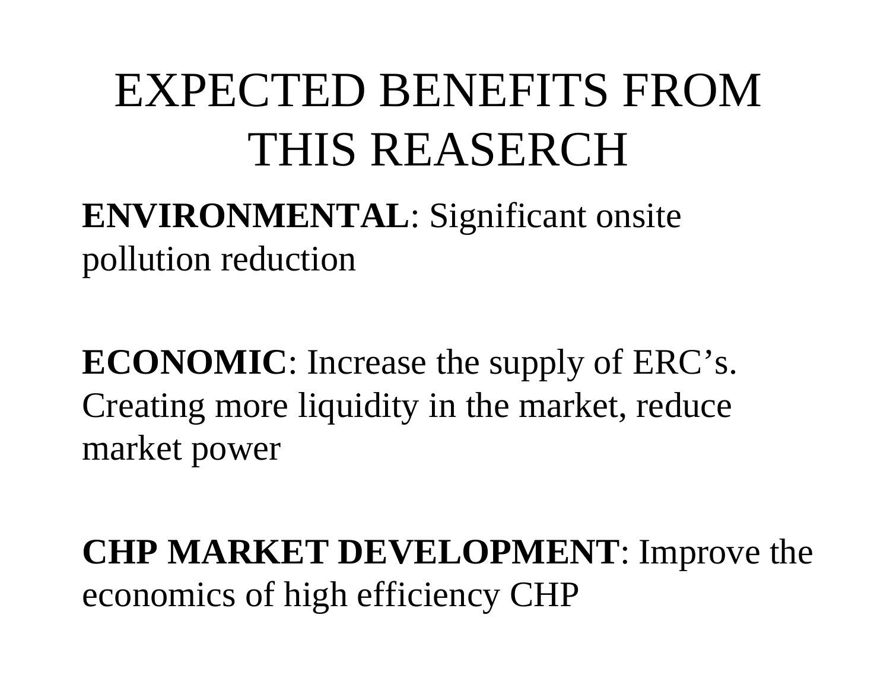# EXPECTED BENEFITS FROM THIS REASERCH

**ENVIRONMENTAL**: Significant onsite pollution reduction

**ECONOMIC**: Increase the supply of ERC's. Creating more liquidity in the market, reduce market power

**CHP MARKET DEVELOPMENT**: Improve the economics of high efficiency CHP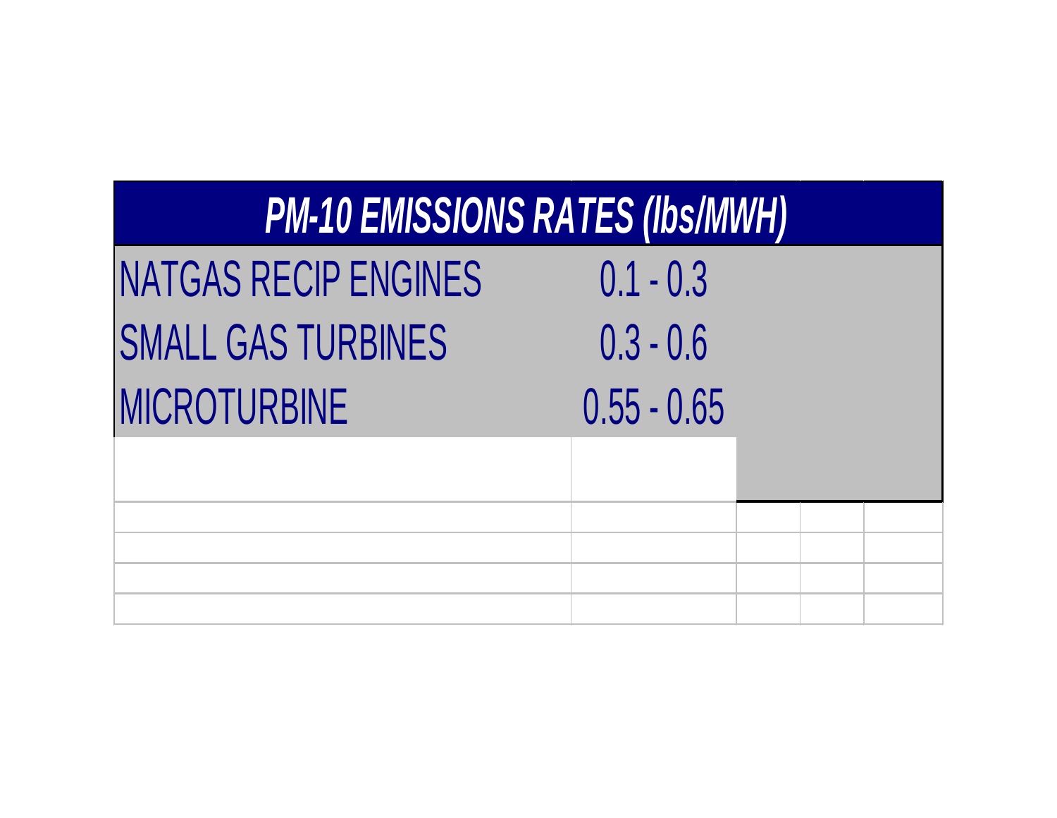| PM-10 EMISSIONS RATES (lbs/MWH) | |
| --- | --- |
| NATGAS RECIP ENGINES | 0.1 - 0.3 |
| SMALL GAS TURBINES | 0.3 - 0.6 |
| MICROTURBINE | 0.55 - 0.65 |